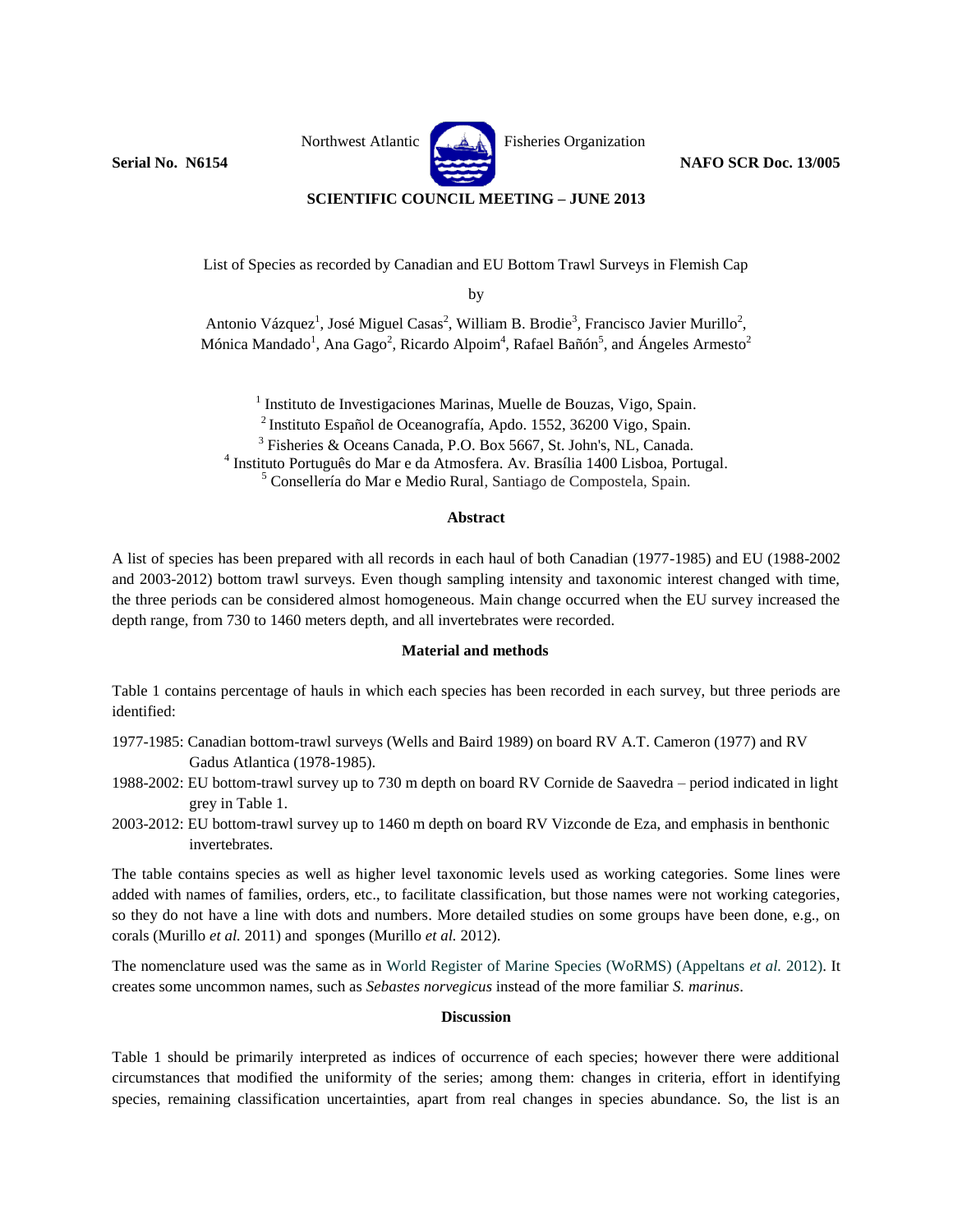Northwest Atlantic Fisheries Organization

**Serial No. N6154** **NAFO SCR Doc. 13/005**

**SCIENTIFIC COUNCIL MEETING – JUNE 2013**

List of Species as recorded by Canadian and EU Bottom Trawl Surveys in Flemish Cap

by

Antonio Vázquez[1], José Miguel Casas[2], William B. Brodie[3], Francisco Javier Murillo[2], Mónica Mandado[1], Ana Gago[2], Ricardo Alpoim[4], Rafael Bañón[5], and Ángeles Armesto[2]

[1] Instituto de Investigaciones Marinas, Muelle de Bouzas, Vigo, Spain.
[2] Instituto Español de Oceanografía, Apdo. 1552, 36200 Vigo, Spain.
[3] Fisheries & Oceans Canada, P.O. Box 5667, St. John's, NL, Canada.
[4] Instituto Português do Mar e da Atmosfera. Av. Brasília 1400 Lisboa, Portugal.
[5] Consellería do Mar e Medio Rural, Santiago de Compostela, Spain.

## Abstract

A list of species has been prepared with all records in each haul of both Canadian (1977-1985) and EU (1988-2002 and 2003-2012) bottom trawl surveys. Even though sampling intensity and taxonomic interest changed with time, the three periods can be considered almost homogeneous. Main change occurred when the EU survey increased the depth range, from 730 to 1460 meters depth, and all invertebrates were recorded.

## Material and methods

Table 1 contains percentage of hauls in which each species has been recorded in each survey, but three periods are identified:

- 1977-1985: Canadian bottom-trawl surveys (Wells and Baird 1989) on board RV A.T. Cameron (1977) and RV Gadus Atlantica (1978-1985).
- 1988-2002: EU bottom-trawl survey up to 730 m depth on board RV Cornide de Saavedra – period indicated in light grey in Table 1.
- 2003-2012: EU bottom-trawl survey up to 1460 m depth on board RV Vizconde de Eza, and emphasis in benthonic invertebrates.

The table contains species as well as higher level taxonomic levels used as working categories. Some lines were added with names of families, orders, etc., to facilitate classification, but those names were not working categories, so they do not have a line with dots and numbers. More detailed studies on some groups have been done, e.g., on corals (Murillo *et al.* 2011) and sponges (Murillo *et al.* 2012).

The nomenclature used was the same as in World Register of Marine Species (WoRMS) (Appeltans *et al.* 2012). It creates some uncommon names, such as *Sebastes norvegicus* instead of the more familiar *S. marinus*.

## Discussion

Table 1 should be primarily interpreted as indices of occurrence of each species; however there were additional circumstances that modified the uniformity of the series; among them: changes in criteria, effort in identifying species, remaining classification uncertainties, apart from real changes in species abundance. So, the list is an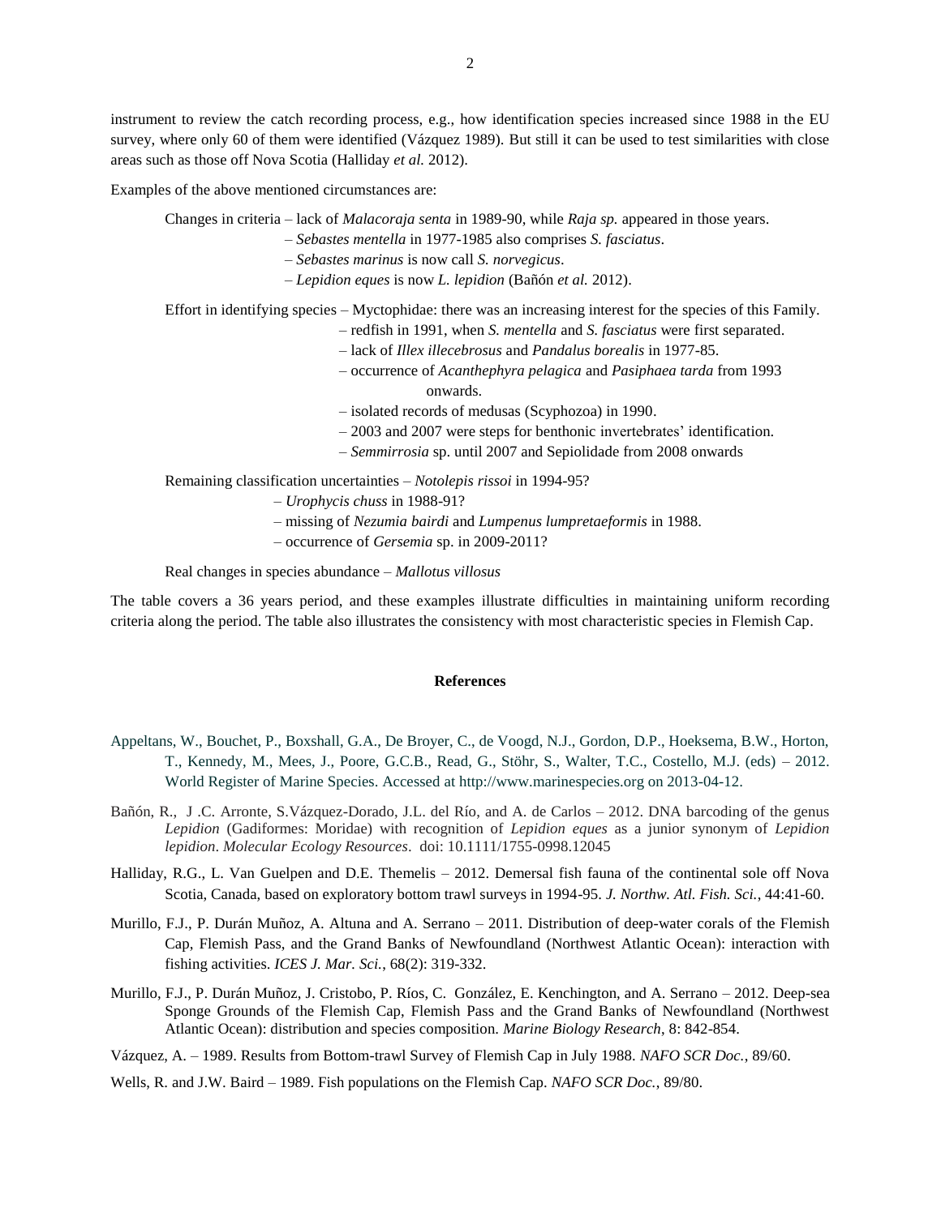instrument to review the catch recording process, e.g., how identification species increased since 1988 in the EU survey, where only 60 of them were identified (Vázquez 1989). But still it can be used to test similarities with close areas such as those off Nova Scotia (Halliday *et al.* 2012).

Examples of the above mentioned circumstances are:

Changes in criteria – lack of *Malacoraja senta* in 1989-90, while *Raja sp.* appeared in those years.
– *Sebastes mentella* in 1977-1985 also comprises *S. fasciatus*.
– *Sebastes marinus* is now call *S. norvegicus*.
– *Lepidion eques* is now *L. lepidion* (Bañón *et al.* 2012).

Effort in identifying species – Myctophidae: there was an increasing interest for the species of this Family.
– redfish in 1991, when *S. mentella* and *S. fasciatus* were first separated.
– lack of *Illex illecebrosus* and *Pandalus borealis* in 1977-85.
– occurrence of *Acanthephyra pelagica* and *Pasiphaea tarda* from 1993 onwards.
– isolated records of medusas (Scyphozoa) in 1990.
– 2003 and 2007 were steps for benthonic invertebrates' identification.
– *Semmirrosia* sp. until 2007 and Sepiolidade from 2008 onwards

Remaining classification uncertainties – *Notolepis rissoi* in 1994-95?
– *Urophycis chuss* in 1988-91?
– missing of *Nezumia bairdi* and *Lumpenus lumpretaeformis* in 1988.
– occurrence of *Gersemia* sp. in 2009-2011?

Real changes in species abundance – *Mallotus villosus*

The table covers a 36 years period, and these examples illustrate difficulties in maintaining uniform recording criteria along the period. The table also illustrates the consistency with most characteristic species in Flemish Cap.

## References

Appeltans, W., Bouchet, P., Boxshall, G.A., De Broyer, C., de Voogd, N.J., Gordon, D.P., Hoeksema, B.W., Horton, T., Kennedy, M., Mees, J., Poore, G.C.B., Read, G., Stöhr, S., Walter, T.C., Costello, M.J. (eds) – 2012. World Register of Marine Species. Accessed at http://www.marinespecies.org on 2013-04-12.

Bañón, R., J .C. Arronte, S.Vázquez-Dorado, J.L. del Río, and A. de Carlos – 2012. DNA barcoding of the genus *Lepidion* (Gadiformes: Moridae) with recognition of *Lepidion eques* as a junior synonym of *Lepidion lepidion*. *Molecular Ecology Resources*. doi: 10.1111/1755-0998.12045

Halliday, R.G., L. Van Guelpen and D.E. Themelis – 2012. Demersal fish fauna of the continental sole off Nova Scotia, Canada, based on exploratory bottom trawl surveys in 1994-95. *J. Northw. Atl. Fish. Sci.*, 44:41-60.

Murillo, F.J., P. Durán Muñoz, A. Altuna and A. Serrano – 2011. Distribution of deep-water corals of the Flemish Cap, Flemish Pass, and the Grand Banks of Newfoundland (Northwest Atlantic Ocean): interaction with fishing activities. *ICES J. Mar. Sci.*, 68(2): 319-332.

Murillo, F.J., P. Durán Muñoz, J. Cristobo, P. Ríos, C. González, E. Kenchington, and A. Serrano – 2012. Deep-sea Sponge Grounds of the Flemish Cap, Flemish Pass and the Grand Banks of Newfoundland (Northwest Atlantic Ocean): distribution and species composition. *Marine Biology Research*, 8: 842-854.

Vázquez, A. – 1989. Results from Bottom-trawl Survey of Flemish Cap in July 1988. *NAFO SCR Doc.*, 89/60.

Wells, R. and J.W. Baird – 1989. Fish populations on the Flemish Cap. *NAFO SCR Doc.*, 89/80.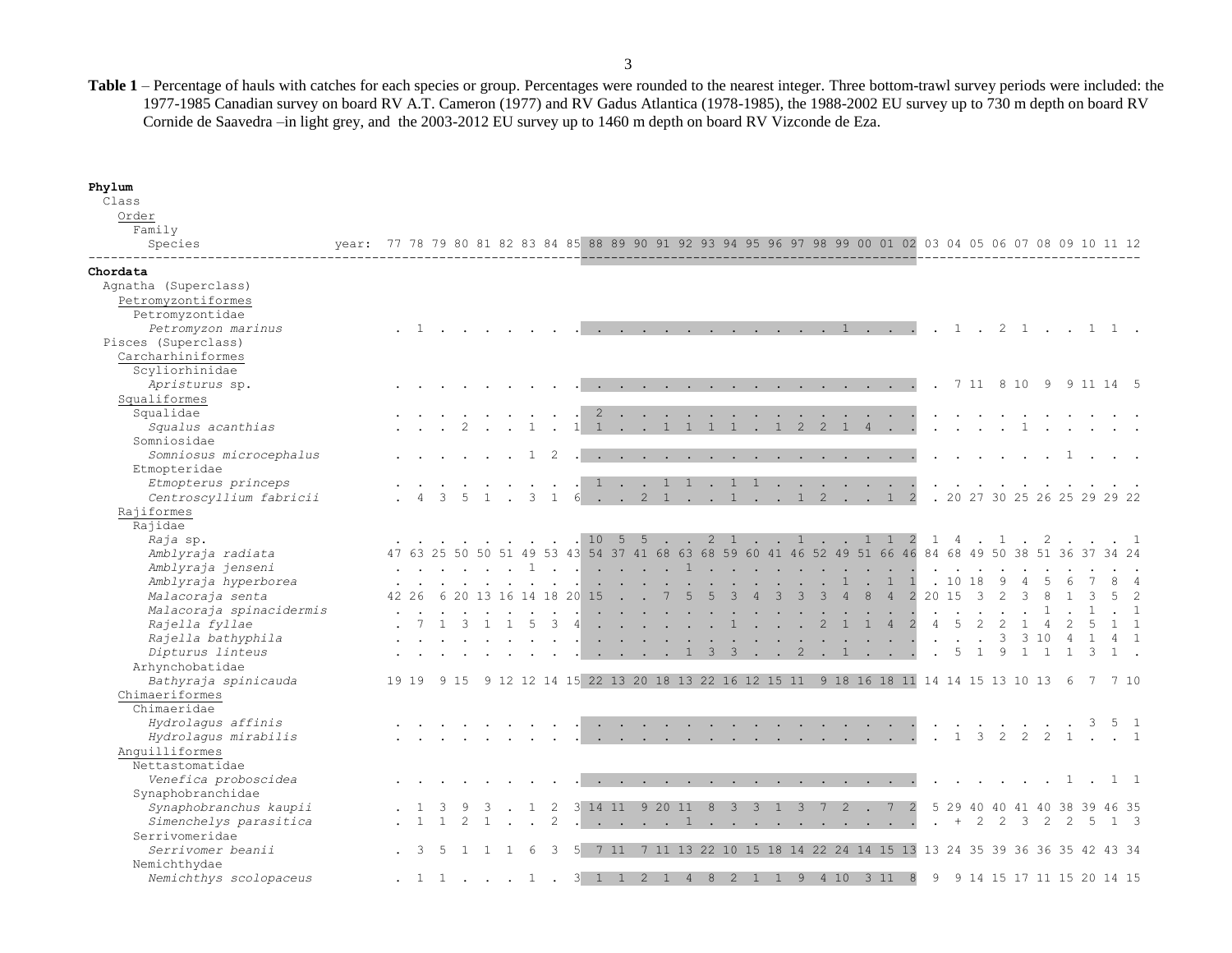**Table 1** – Percentage of hauls with catches for each species or group. Percentages were rounded to the nearest integer. Three bottom-trawl survey periods were included: the 1977-1985 Canadian survey on board RV A.T. Cameron (1977) and RV Gadus Atlantica (1978-1985), the 1988-2002 EU survey up to 730 m depth on board RV Cornide de Saavedra –in light grey, and the 2003-2012 EU survey up to 1460 m depth on board RV Vizconde de Eza.

| **Phylum** / Class / Order / Family / *Species* (year:) | 77 | 78 | 79 | 80 | 81 | 82 | 83 | 84 | 85 | 88 | 89 | 90 | 91 | 92 | 93 | 94 | 95 | 96 | 97 | 98 | 99 | 00 | 01 | 02 | 03 | 04 | 05 | 06 | 07 | 08 | 09 | 10 | 11 | 12 |
|---|---|---|---|---|---|---|---|---|---|---|---|---|---|---|---|---|---|---|---|---|---|---|---|---|---|---|---|---|---|---|---|---|---|---|
| **Chordata** | | | | | | | | | | | | | | | | | | | | | | | | | | | | | | | | | | |
| Agnatha (Superclass) | | | | | | | | | | | | | | | | | | | | | | | | | | | | | | | | | | |
| Petromyzontiformes | | | | | | | | | | | | | | | | | | | | | | | | | | | | | | | | | | |
| Petromyzontidae | | | | | | | | | | | | | | | | | | | | | | | | | | | | | | | | | | |
| *Petromyzon marinus* | . | 1 | . | . | . | . | . | . | . | . | . | . | . | . | . | . | . | . | . | . | 1 | . | . | . | . | 1 | . | 2 | 1 | . | . | 1 | 1 | . |
| Pisces (Superclass) | | | | | | | | | | | | | | | | | | | | | | | | | | | | | | | | | | |
| Carcharhiniformes | | | | | | | | | | | | | | | | | | | | | | | | | | | | | | | | | | |
| Scyliorhinidae | | | | | | | | | | | | | | | | | | | | | | | | | | | | | | | | | | |
| *Apristurus* sp. | . | . | . | . | . | . | . | . | . | . | . | . | . | . | . | . | . | . | . | . | . | . | . | . | . | 7 | 11 | 8 | 10 | 9 | 9 | 11 | 14 | 5 |
| Squaliformes | | | | | | | | | | | | | | | | | | | | | | | | | | | | | | | | | | |
| Squalidae | . | . | . | . | . | . | . | . | . | 2 | . | . | . | . | . | . | . | . | . | . | . | . | . | . | . | . | . | . | . | . | . | . | . | . |
| *Squalus acanthias* | . | . | . | 2 | . | . | 1 | . | 1 | 1 | . | . | 1 | 1 | 1 | 1 | . | 1 | 2 | 2 | 1 | 4 | . | . | . | . | . | . | 1 | . | . | . | . | . |
| Somniosidae | | | | | | | | | | | | | | | | | | | | | | | | | | | | | | | | | | |
| *Somniosus microcephalus* | . | . | . | . | . | . | 1 | 2 | . | . | . | . | . | . | . | . | . | . | . | . | . | . | . | . | . | . | . | . | . | . | 1 | . | . | . |
| Etmopteridae | | | | | | | | | | | | | | | | | | | | | | | | | | | | | | | | | | |
| *Etmopterus princeps* | . | . | . | . | . | . | . | . | . | 1 | . | . | 1 | 1 | . | 1 | 1 | . | . | . | . | . | . | . | . | . | . | . | . | . | . | . | . | . |
| *Centroscyllium fabricii* | . | 4 | 3 | 5 | 1 | . | 3 | 1 | 6 | . | . | 2 | 1 | . | . | 1 | . | . | 1 | 2 | . | . | 1 | 2 | . | 20 | 27 | 30 | 25 | 26 | 25 | 29 | 29 | 22 |
| Rajiformes | | | | | | | | | | | | | | | | | | | | | | | | | | | | | | | | | | |
| Rajidae | | | | | | | | | | | | | | | | | | | | | | | | | | | | | | | | | | |
| *Raja* sp. | . | . | . | . | . | . | . | . | . | 10 | 5 | 5 | . | . | 2 | 1 | . | . | 1 | . | . | 1 | 1 | 2 | 1 | 4 | . | 1 | . | 2 | . | . | . | 1 |
| *Amblyraja radiata* | 47 | 63 | 25 | 50 | 50 | 51 | 49 | 53 | 43 | 54 | 37 | 41 | 68 | 63 | 68 | 59 | 60 | 41 | 46 | 52 | 49 | 51 | 66 | 46 | 84 | 68 | 49 | 50 | 38 | 51 | 36 | 37 | 34 | 24 |
| *Amblyraja jenseni* | . | . | . | . | . | . | 1 | . | . | . | . | . | . | 1 | . | . | . | . | . | . | . | . | . | . | . | . | . | . | . | . | . | . | . | . |
| *Amblyraja hyperborea* | . | . | . | . | . | . | . | . | . | . | . | . | . | . | . | . | . | . | . | . | 1 | . | 1 | 1 | . | 10 | 18 | 9 | 4 | 5 | 6 | 7 | 8 | 4 |
| *Malacoraja senta* | 42 | 26 | 6 | 20 | 13 | 16 | 14 | 18 | 20 | 15 | . | . | 7 | 5 | 5 | 3 | 4 | 3 | 3 | 3 | 4 | 8 | 4 | 2 | 20 | 15 | 3 | 2 | 3 | 8 | 1 | 3 | 5 | 2 |
| *Malacoraja spinacidermis* | . | . | . | . | . | . | . | . | . | . | . | . | . | . | . | . | . | . | . | . | . | . | . | . | . | . | . | . | . | 1 | . | 1 | . | 1 |
| *Rajella fyllae* | . | 7 | 1 | 3 | 1 | 1 | 5 | 3 | 4 | . | . | . | . | . | . | 1 | . | . | . | 2 | 1 | 1 | 4 | 2 | 4 | 5 | 2 | 2 | 1 | 4 | 2 | 5 | 1 | 1 |
| *Rajella bathyphila* | . | . | . | . | . | . | . | . | . | . | . | . | . | . | . | . | . | . | . | . | . | . | . | . | . | . | . | 3 | 3 | 10 | 4 | 1 | 4 | 1 |
| *Dipturus linteus* | . | . | . | . | . | . | . | . | . | . | . | . | . | 1 | 3 | 3 | . | . | 2 | . | 1 | . | . | . | . | 5 | 1 | 9 | 1 | 1 | 1 | 3 | 1 | . |
| Arhynchobatidae | | | | | | | | | | | | | | | | | | | | | | | | | | | | | | | | | | |
| *Bathyraja spinicauda* | 19 | 19 | 9 | 15 | 9 | 12 | 12 | 14 | 15 | 22 | 13 | 20 | 18 | 13 | 22 | 16 | 12 | 15 | 11 | 9 | 18 | 16 | 18 | 11 | 14 | 14 | 15 | 13 | 10 | 13 | 6 | 7 | 7 | 10 |
| Chimaeriformes | | | | | | | | | | | | | | | | | | | | | | | | | | | | | | | | | | |
| Chimaeridae | | | | | | | | | | | | | | | | | | | | | | | | | | | | | | | | | | |
| *Hydrolagus affinis* | . | . | . | . | . | . | . | . | . | . | . | . | . | . | . | . | . | . | . | . | . | . | . | . | . | . | . | . | . | . | . | 3 | 5 | 1 |
| *Hydrolagus mirabilis* | . | . | . | . | . | . | . | . | . | . | . | . | . | . | . | . | . | . | . | . | . | . | . | . | . | 1 | 3 | 2 | 2 | 2 | 1 | . | . | 1 |
| Anguilliformes | | | | | | | | | | | | | | | | | | | | | | | | | | | | | | | | | | |
| Nettastomatidae | | | | | | | | | | | | | | | | | | | | | | | | | | | | | | | | | | |
| *Venefica proboscidea* | . | . | . | . | . | . | . | . | . | . | . | . | . | . | . | . | . | . | . | . | . | . | . | . | . | . | . | . | . | . | 1 | . | 1 | 1 |
| Synaphobranchidae | | | | | | | | | | | | | | | | | | | | | | | | | | | | | | | | | | |
| *Synaphobranchus kaupii* | . | 1 | 3 | 9 | 3 | . | 1 | 2 | 3 | 14 | 11 | 9 | 20 | 11 | 8 | 3 | 3 | 1 | 3 | 7 | 2 | . | 7 | 2 | 5 | 29 | 40 | 40 | 41 | 40 | 38 | 39 | 46 | 35 |
| *Simenchelys parasitica* | . | 1 | 1 | 2 | 1 | . | . | 2 | . | . | . | . | . | 1 | . | . | . | . | . | . | . | . | . | . | . | + | 2 | 2 | 3 | 2 | 2 | 5 | 1 | 3 |
| Serrivomeridae | | | | | | | | | | | | | | | | | | | | | | | | | | | | | | | | | | |
| *Serrivomer beanii* | . | 3 | 5 | 1 | 1 | 1 | 6 | 3 | 5 | 7 | 11 | 7 | 11 | 13 | 22 | 10 | 15 | 18 | 14 | 22 | 24 | 14 | 15 | 13 | 13 | 24 | 35 | 39 | 36 | 36 | 35 | 42 | 43 | 34 |
| Nemichthydae | | | | | | | | | | | | | | | | | | | | | | | | | | | | | | | | | | |
| *Nemichthys scolopaceus* | . | 1 | 1 | . | . | . | 1 | . | 3 | 1 | 1 | 2 | 1 | 4 | 8 | 2 | 1 | 1 | 9 | 4 | 10 | 3 | 11 | 8 | 9 | 9 | 14 | 15 | 17 | 11 | 15 | 20 | 14 | 15 |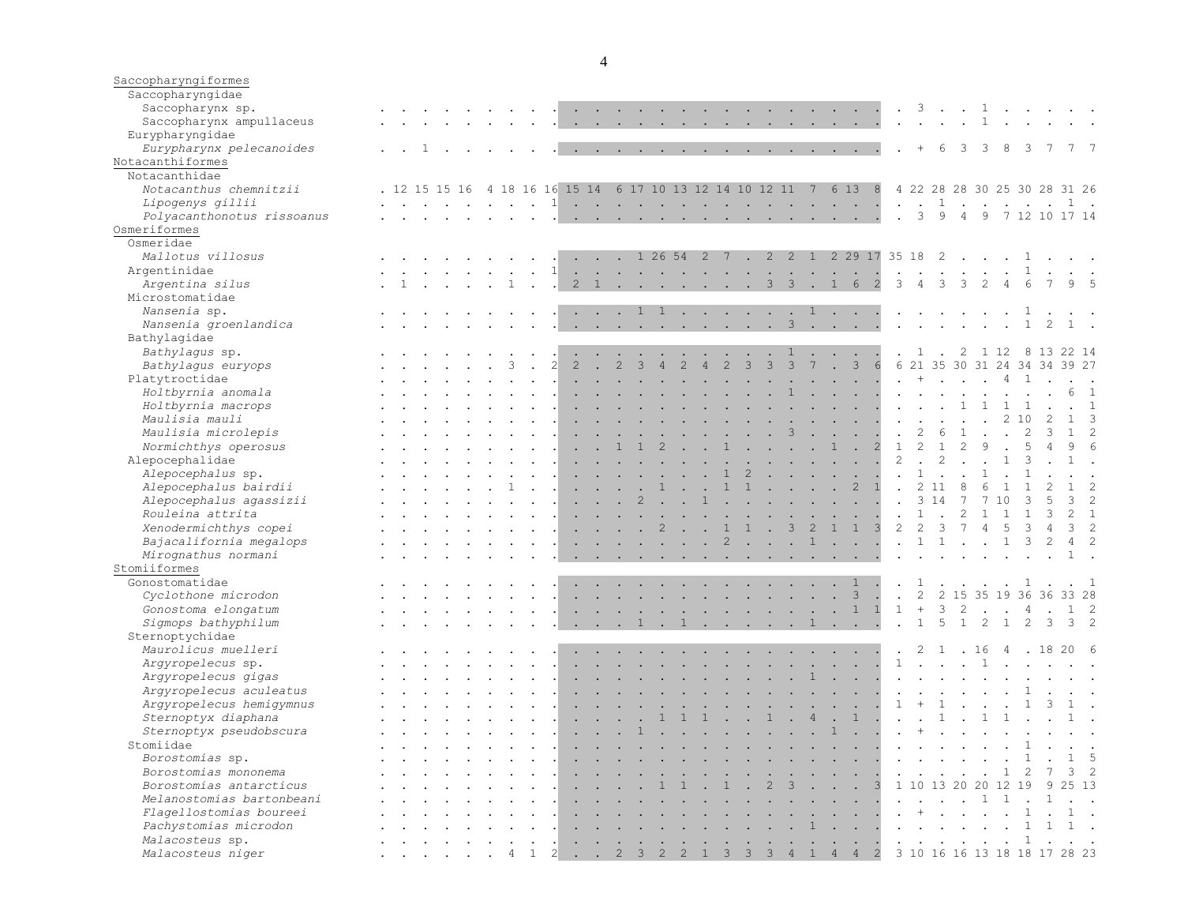| | | | | | | | | | | | | | | | | | | | | | | | | | | | | | | | | | | |
|---|---|---|---|---|---|---|---|---|---|---|---|---|---|---|---|---|---|---|---|---|---|---|---|---|---|---|---|---|---|---|---|---|---|---|
| Saccopharyngiformes | | | | | | | | | | | | | | | | | | | | | | | | | | | | | | | | | | |
| Saccopharyngidae | | | | | | | | | | | | | | | | | | | | | | | | | | | | | | | | | | |
| *Saccopharynx* sp. | . | . | . | . | . | . | . | . | . | . | . | . | . | . | . | . | . | . | . | . | . | . | . | . | . | 3 | . | . | 1 | . | . | . | . | . |
| *Saccopharynx ampullaceus* | . | . | . | . | . | . | . | . | . | . | . | . | . | . | . | . | . | . | . | . | . | . | . | . | . | . | . | . | 1 | . | . | . | . | . |
| Eurypharyngidae | | | | | | | | | | | | | | | | | | | | | | | | | | | | | | | | | | |
| *Eurypharynx pelecanoides* | . | . | 1 | . | . | . | . | . | . | . | . | . | . | . | . | . | . | . | . | . | . | . | . | . | . | + | 6 | 3 | 3 | 8 | 3 | 7 | 7 | 7 |
| Notacanthiformes | | | | | | | | | | | | | | | | | | | | | | | | | | | | | | | | | | |
| Notacanthidae | | | | | | | | | | | | | | | | | | | | | | | | | | | | | | | | | | |
| *Notacanthus chemnitzii* | . | 12 | 15 | 15 | 16 | 4 | 18 | 16 | 16 | 15 | 14 | 6 | 17 | 10 | 13 | 12 | 14 | 10 | 12 | 11 | 7 | 6 | 13 | 8 | 4 | 22 | 28 | 28 | 30 | 25 | 30 | 28 | 31 | 26 |
| *Lipogenys gillii* | . | . | . | . | . | . | . | . | 1 | . | . | . | . | . | . | . | . | . | . | . | . | . | . | . | . | . | 1 | . | . | . | . | . | 1 | . |
| *Polyacanthonotus rissoanus* | . | . | . | . | . | . | . | . | . | . | . | . | . | . | . | . | . | . | . | . | . | . | . | . | . | 3 | 9 | 4 | 9 | 7 | 12 | 10 | 17 | 14 |
| Osmeriformes | | | | | | | | | | | | | | | | | | | | | | | | | | | | | | | | | | |
| Osmeridae | | | | | | | | | | | | | | | | | | | | | | | | | | | | | | | | | | |
| *Mallotus villosus* | . | . | . | . | . | . | . | . | . | . | . | . | 1 | 26 | 54 | 2 | 7 | . | 2 | 2 | 1 | 2 | 29 | 17 | 35 | 18 | 2 | . | . | . | . | 1 | . | . |
| Argentinidae | . | . | . | . | . | . | . | . | 1 | . | . | . | . | . | . | . | . | . | . | . | . | . | . | . | . | . | . | . | . | . | 1 | . | . | . |
| *Argentina silus* | . | 1 | . | . | . | . | 1 | . | . | 2 | 1 | . | . | . | . | . | . | . | 3 | 3 | . | 1 | 6 | 2 | 3 | 4 | 3 | 3 | 2 | 4 | 6 | 7 | 9 | 5 |
| Microstomatidae | | | | | | | | | | | | | | | | | | | | | | | | | | | | | | | | | | |
| *Nansenia* sp. | . | . | . | . | . | . | . | . | . | . | . | . | 1 | 1 | . | . | . | . | . | . | 1 | . | . | . | . | . | . | . | . | . | 1 | . | . | . |
| *Nansenia groenlandica* | . | . | . | . | . | . | . | . | . | . | . | . | . | . | . | . | . | . | . | 3 | . | . | . | . | . | . | . | . | . | . | 1 | 2 | 1 | . |
| Bathylagidae | | | | | | | | | | | | | | | | | | | | | | | | | | | | | | | | | | |
| *Bathylagus* sp. | . | . | . | . | . | . | . | . | . | . | . | . | . | . | . | . | . | . | . | 1 | . | . | . | . | . | 1 | . | 2 | 1 | 12 | 8 | 13 | 22 | 14 |
| *Bathylagus euryops* | . | . | . | . | . | . | 3 | . | 2 | 2 | . | 2 | 3 | 4 | 2 | 4 | 2 | 3 | 3 | 3 | 7 | . | 3 | 6 | 6 | 21 | 35 | 30 | 31 | 24 | 34 | 34 | 39 | 27 |
| Platytroctidae | . | . | . | . | . | . | . | . | . | . | . | . | . | . | . | . | . | . | . | . | . | . | . | . | . | + | . | . | . | 4 | 1 | . | . | . |
| *Holtbyrnia anomala* | . | . | . | . | . | . | . | . | . | . | . | . | . | . | . | . | . | . | . | 1 | . | . | . | . | . | . | . | . | . | . | . | . | 6 | 1 |
| *Holtbyrnia macrops* | . | . | . | . | . | . | . | . | . | . | . | . | . | . | . | . | . | . | . | . | . | . | . | . | . | . | . | 1 | 1 | 1 | 1 | . | . | 1 |
| *Maulisia mauli* | . | . | . | . | . | . | . | . | . | . | . | . | . | . | . | . | . | . | . | . | . | . | . | . | . | . | . | . | . | 2 | 10 | 2 | 1 | 3 |
| *Maulisia microlepis* | . | . | . | . | . | . | . | . | . | . | . | . | . | . | . | . | . | . | . | 3 | . | . | . | . | . | 2 | 6 | 1 | . | . | 2 | 3 | 1 | 2 |
| *Normichthys operosus* | . | . | . | . | . | . | . | . | . | . | . | 1 | 1 | 2 | . | . | 1 | . | . | . | . | 1 | . | 2 | 1 | 2 | 1 | 2 | 9 | . | 5 | 4 | 9 | 6 |
| Alepocephalidae | . | . | . | . | . | . | . | . | . | . | . | . | . | . | . | . | . | . | . | . | . | . | . | . | 2 | . | 2 | . | . | 1 | 3 | . | 1 | . |
| *Alepocephalus* sp. | . | . | . | . | . | . | . | . | . | . | . | . | . | . | . | . | 1 | 2 | . | . | . | . | . | . | . | 1 | . | . | 1 | . | 1 | . | . | . |
| *Alepocephalus bairdii* | . | . | . | . | . | . | 1 | . | . | . | . | . | . | 1 | . | . | 1 | 1 | . | . | . | . | 2 | 1 | . | 2 | 11 | 8 | 6 | 1 | 1 | 2 | 1 | 2 |
| *Alepocephalus agassizii* | . | . | . | . | . | . | . | . | . | . | . | . | 2 | . | . | 1 | . | . | . | . | . | . | . | . | . | 3 | 14 | 7 | 7 | 10 | 3 | 5 | 3 | 2 |
| *Rouleina attrita* | . | . | . | . | . | . | . | . | . | . | . | . | . | . | . | . | . | . | . | . | . | . | . | . | . | 1 | . | 2 | 1 | 1 | 1 | 3 | 2 | 1 |
| *Xenodermichthys copei* | . | . | . | . | . | . | . | . | . | . | . | . | . | 2 | . | . | 1 | 1 | . | 3 | 2 | 1 | 1 | 3 | 2 | 2 | 3 | 7 | 4 | 5 | 3 | 4 | 3 | 2 |
| *Bajacalifornia megalops* | . | . | . | . | . | . | . | . | . | . | . | . | . | . | . | . | 2 | . | . | . | 1 | . | . | . | . | 1 | 1 | . | . | 1 | 3 | 2 | 4 | 2 |
| *Mirognathus normani* | . | . | . | . | . | . | . | . | . | . | . | . | . | . | . | . | . | . | . | . | . | . | . | . | . | . | . | . | . | . | . | . | 1 | . |
| Stomiiformes | | | | | | | | | | | | | | | | | | | | | | | | | | | | | | | | | | |
| Gonostomatidae | . | . | . | . | . | . | . | . | . | . | . | . | . | . | . | . | . | . | . | . | . | . | 1 | . | . | 1 | . | . | . | . | 1 | . | . | 1 |
| *Cyclothone microdon* | . | . | . | . | . | . | . | . | . | . | . | . | . | . | . | . | . | . | . | . | . | . | 3 | . | . | 2 | 2 | 15 | 35 | 19 | 36 | 36 | 33 | 28 |
| *Gonostoma elongatum* | . | . | . | . | . | . | . | . | . | . | . | . | . | . | . | . | . | . | . | . | . | . | 1 | 1 | 1 | + | 3 | 2 | . | . | 4 | . | 1 | 2 |
| *Sigmops bathyphilum* | . | . | . | . | . | . | . | . | . | . | . | . | 1 | . | 1 | . | . | . | . | . | 1 | . | . | . | . | 1 | 5 | 1 | 2 | 1 | 2 | 3 | 3 | 2 |
| Sternoptychidae | | | | | | | | | | | | | | | | | | | | | | | | | | | | | | | | | | |
| *Maurolicus muelleri* | . | . | . | . | . | . | . | . | . | . | . | . | . | . | . | . | . | . | . | . | . | . | . | . | . | 2 | 1 | . | 16 | 4 | . | 18 | 20 | 6 |
| *Argyropelecus* sp. | . | . | . | . | . | . | . | . | . | . | . | . | . | . | . | . | . | . | . | . | . | . | . | . | 1 | . | . | . | 1 | . | . | . | . | . |
| *Argyropelecus gigas* | . | . | . | . | . | . | . | . | . | . | . | . | . | . | . | . | . | . | . | . | 1 | . | . | . | . | . | . | . | . | . | . | . | . | . |
| *Argyropelecus aculeatus* | . | . | . | . | . | . | . | . | . | . | . | . | . | . | . | . | . | . | . | . | . | . | . | . | . | . | . | . | . | . | 1 | . | . | . |
| *Argyropelecus hemigymnus* | . | . | . | . | . | . | . | . | . | . | . | . | . | . | . | . | . | . | . | . | . | . | . | . | 1 | + | 1 | . | . | . | 1 | 3 | 1 | . |
| *Sternoptyx diaphana* | . | . | . | . | . | . | . | . | . | . | . | . | . | 1 | 1 | 1 | . | . | 1 | . | 4 | . | 1 | . | . | . | 1 | . | 1 | 1 | . | . | 1 | . |
| *Sternoptyx pseudobscura* | . | . | . | . | . | . | . | . | . | . | . | . | 1 | . | . | . | . | . | . | . | . | 1 | . | . | . | + | . | . | . | . | . | . | . | . |
| Stomiidae | . | . | . | . | . | . | . | . | . | . | . | . | . | . | . | . | . | . | . | . | . | . | . | . | . | . | . | . | . | . | 1 | . | . | . |
| *Borostomias* sp. | . | . | . | . | . | . | . | . | . | . | . | . | . | . | . | . | . | . | . | . | . | . | . | . | . | . | . | . | . | . | 1 | . | 1 | 5 |
| *Borostomias mononema* | . | . | . | . | . | . | . | . | . | . | . | . | . | . | . | . | . | . | . | . | . | . | . | . | . | . | . | . | . | 1 | 2 | 7 | 3 | 2 |
| *Borostomias antarcticus* | . | . | . | . | . | . | . | . | . | . | . | . | . | 1 | 1 | . | 1 | . | 2 | 3 | . | . | . | 3 | 1 | 10 | 13 | 20 | 20 | 12 | 19 | 9 | 25 | 13 |
| *Melanostomias bartonbeani* | . | . | . | . | . | . | . | . | . | . | . | . | . | . | . | . | . | . | . | . | . | . | . | . | . | . | . | . | 1 | 1 | . | 1 | . | . |
| *Flagellostomias boureei* | . | . | . | . | . | . | . | . | . | . | . | . | . | . | . | . | . | . | . | . | . | . | . | . | . | + | . | . | . | . | 1 | . | 1 | . |
| *Pachystomias microdon* | . | . | . | . | . | . | . | . | . | . | . | . | . | . | . | . | . | . | . | . | 1 | . | . | . | . | . | . | . | . | . | 1 | 1 | 1 | . |
| *Malacosteus* sp. | . | . | . | . | . | . | . | . | . | . | . | . | . | . | . | . | . | . | . | . | . | . | . | . | . | . | . | . | . | . | 1 | . | . | . |
| *Malacosteus niger* | . | . | . | . | . | . | 4 | 1 | 2 | . | . | 2 | 3 | 2 | 2 | 1 | 3 | 3 | 3 | 4 | 1 | 4 | 4 | 2 | 3 | 10 | 16 | 16 | 13 | 18 | 18 | 17 | 28 | 23 |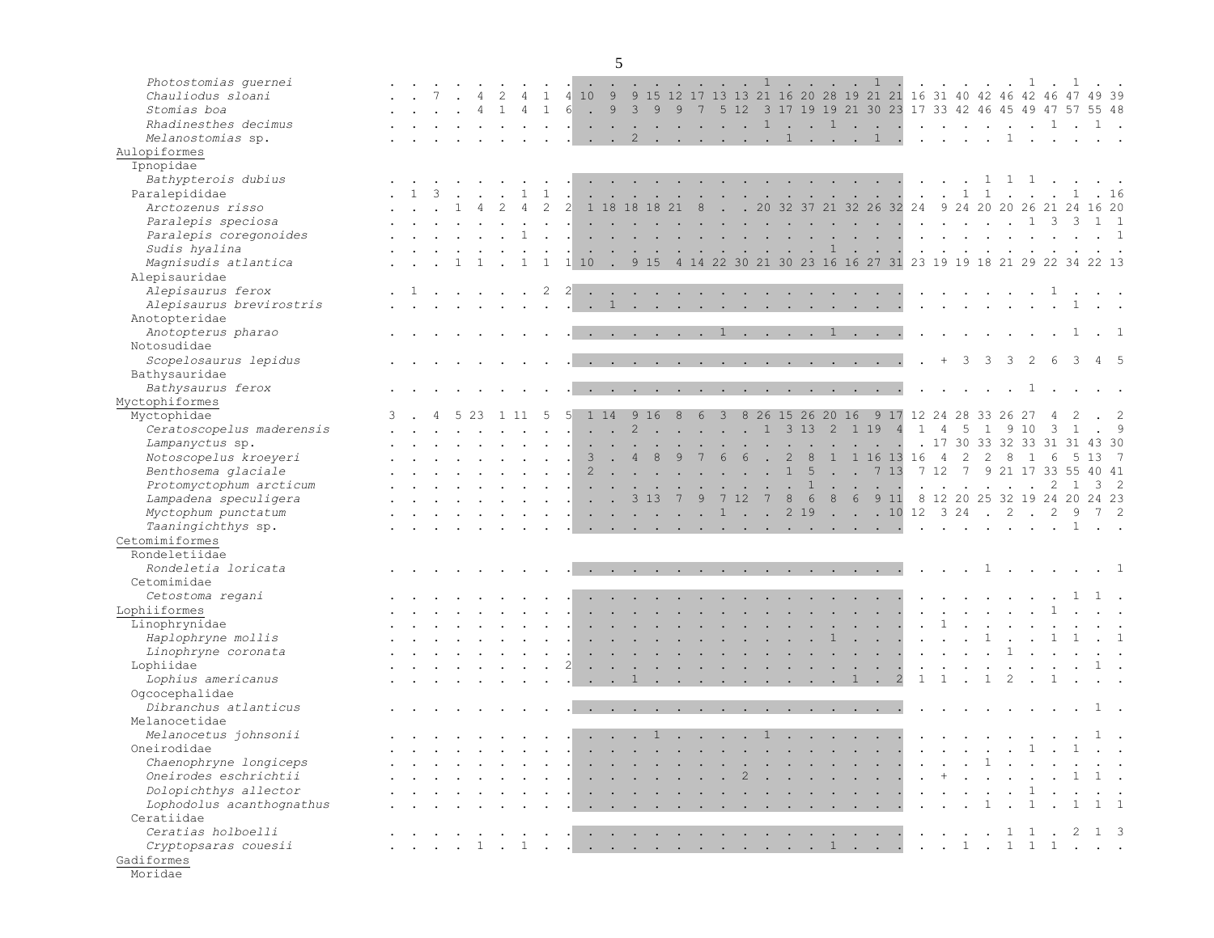| | | | | | | | | | | | | | | | | | | | | | | | | | | | | | | | | | | |
|---|---|---|---|---|---|---|---|---|---|---|---|---|---|---|---|---|---|---|---|---|---|---|---|---|---|---|---|---|---|---|---|---|---|---|
| *Photostomias guernei* | . | . | . | . | . | . | . | . | . | . | . | . | . | . | . | . | . | 1 | . | . | . | . | 1 | . | . | . | . | . | . | 1 | . | 1 | . | . |
| *Chauliodus sloani* | . | . | 7 | . | 4 | 2 | 4 | 1 | 4 | 10 | 9 | 9 | 15 | 12 | 17 | 13 | 13 | 21 | 16 | 20 | 28 | 19 | 21 | 21 | 16 | 31 | 40 | 42 | 46 | 42 | 46 | 47 | 49 | 39 |
| *Stomias boa* | . | . | . | . | 4 | 1 | 4 | 1 | 6 | . | 9 | 3 | 9 | 9 | 7 | 5 | 12 | 3 | 17 | 19 | 19 | 21 | 30 | 23 | 17 | 33 | 42 | 46 | 45 | 49 | 47 | 57 | 55 | 48 |
| *Rhadinesthes decimus* | . | . | . | . | . | . | . | . | . | . | . | . | . | . | . | . | . | 1 | . | . | 1 | . | . | . | . | . | . | . | . | . | 1 | . | 1 | . |
| *Melanostomias* sp. | . | . | . | . | . | . | . | . | . | . | . | 2 | . | . | . | . | . | . | 1 | . | . | . | 1 | . | . | . | . | . | 1 | . | . | . | . | . |
| Aulopiformes | | | | | | | | | | | | | | | | | | | | | | | | | | | | | | | | | | |
| Ipnopidae | | | | | | | | | | | | | | | | | | | | | | | | | | | | | | | | | | |
| *Bathypterois dubius* | . | . | . | . | . | . | . | . | . | . | . | . | . | . | . | . | . | . | . | . | . | . | . | . | . | . | . | 1 | 1 | 1 | . | . | . | . |
| Paralepididae | . | 1 | 3 | . | . | . | 1 | 1 | . | . | . | . | . | . | . | . | . | . | . | . | . | . | . | . | . | . | 1 | 1 | . | . | . | 1 | . | 16 |
| *Arctozenus risso* | . | . | . | 1 | 4 | 2 | 4 | 2 | 2 | 1 | 18 | 18 | 18 | 21 | 8 | . | . | 20 | 32 | 37 | 21 | 32 | 26 | 32 | 24 | 9 | 24 | 20 | 20 | 26 | 21 | 24 | 16 | 20 |
| *Paralepis speciosa* | . | . | . | . | . | . | . | . | . | . | . | . | . | . | . | . | . | . | . | . | . | . | . | . | . | . | . | . | . | 1 | 3 | 3 | 1 | 1 |
| *Paralepis coregonoides* | . | . | . | . | . | . | 1 | . | . | . | . | . | . | . | . | . | . | . | . | . | . | . | . | . | . | . | . | . | . | . | . | . | . | 1 |
| *Sudis hyalina* | . | . | . | . | . | . | . | . | . | . | . | . | . | . | . | . | . | . | . | . | 1 | . | . | . | . | . | . | . | . | . | . | . | . | . |
| *Magnisudis atlantica* | . | . | . | 1 | 1 | . | 1 | 1 | 1 | 10 | . | 9 | 15 | 4 | 14 | 22 | 30 | 21 | 30 | 23 | 16 | 16 | 27 | 31 | 23 | 19 | 19 | 18 | 21 | 29 | 22 | 34 | 22 | 13 |
| Alepisauridae | | | | | | | | | | | | | | | | | | | | | | | | | | | | | | | | | | |
| *Alepisaurus ferox* | . | 1 | . | . | . | . | . | 2 | 2 | . | . | . | . | . | . | . | . | . | . | . | . | . | . | . | . | . | . | . | . | . | 1 | . | . | . |
| *Alepisaurus brevirostris* | . | . | . | . | . | . | . | . | . | . | 1 | . | . | . | . | . | . | . | . | . | . | . | . | . | . | . | . | . | . | . | . | 1 | . | . |
| Anotopteridae | | | | | | | | | | | | | | | | | | | | | | | | | | | | | | | | | | |
| *Anotopterus pharao* | . | . | . | . | . | . | . | . | . | . | . | . | . | . | 1 | . | . | . | . | 1 | . | . | . | . | . | . | . | . | . | . | . | 1 | . | 1 |
| Notosudidae | | | | | | | | | | | | | | | | | | | | | | | | | | | | | | | | | | |
| *Scopelosaurus lepidus* | . | . | . | . | . | . | . | . | . | . | . | . | . | . | . | . | . | . | . | . | . | . | . | . | . | + | 3 | 3 | 3 | 2 | 6 | 3 | 4 | 5 |
| Bathysauridae | | | | | | | | | | | | | | | | | | | | | | | | | | | | | | | | | | |
| *Bathysaurus ferox* | . | . | . | . | . | . | . | . | . | . | . | . | . | . | . | . | . | . | . | . | . | . | . | . | . | . | . | . | . | 1 | . | . | . | . |
| Myctophiformes | | | | | | | | | | | | | | | | | | | | | | | | | | | | | | | | | | |
| Myctophidae | 3 | . | 4 | 5 | 23 | 1 | 11 | 5 | 5 | 1 14 | 9 | 16 | 8 | 6 | 3 | 3 | 8 | 26 | 15 | 26 | 20 | 16 | 9 | 17 | 12 | 24 | 28 | 33 | 26 | 27 | 4 | 2 | . | 2 |
| *Ceratoscopelus maderensis* | . | . | . | . | . | . | . | . | . | . | . | 2 | . | . | . | . | . | 1 | 3 | 13 | 2 | 1 | 19 | 4 | 1 | 4 | 5 | 1 | 9 | 10 | 3 | 1 | . | 9 |
| *Lampanyctus* sp. | . | . | . | . | . | . | . | . | . | . | . | . | . | . | . | . | . | . | . | . | . | . | . | . | . | 17 | 30 | 33 | 32 | 33 | 31 | 31 | 43 | 30 |
| *Notoscopelus kroeyeri* | . | . | . | . | . | . | . | . | . | 3 | . | 4 | 8 | 9 | 7 | 6 | 6 | . | 2 | 8 | 1 | 1 | 16 | 13 | 16 | 4 | 2 | 2 | 8 | 1 | 6 | 5 | 13 | 7 |
| *Benthosema glaciale* | . | . | . | . | . | . | . | . | . | 2 | . | . | . | . | . | . | . | . | 1 | 5 | . | . | 7 | 13 | 7 | 12 | 7 | 9 | 21 | 17 | 33 | 55 | 40 | 41 |
| *Protomyctophum arcticum* | . | . | . | . | . | . | . | . | . | . | . | . | . | . | . | . | . | . | . | 1 | . | . | . | . | . | . | . | . | . | . | 2 | 1 | 3 | 2 |
| *Lampadena speculigera* | . | . | . | . | . | . | . | . | . | . | . | 3 | 13 | 7 | 9 | 7 | 12 | 7 | 8 | 6 | 8 | 6 | 9 | 11 | 8 | 12 | 20 | 25 | 32 | 19 | 24 | 20 | 24 | 23 |
| *Myctophum punctatum* | . | . | . | . | . | . | . | . | . | . | . | . | . | . | 1 | . | . | 2 | 19 | . | . | . | 10 | | 12 | 3 | 24 | . | 2 | . | 2 | 9 | 7 | 2 |
| *Taaningichthys* sp. | . | . | . | . | . | . | . | . | . | . | . | . | . | . | . | . | . | . | . | . | . | . | . | . | . | . | . | . | . | . | . | 1 | . | . |
| Cetomimiformes | | | | | | | | | | | | | | | | | | | | | | | | | | | | | | | | | | |
| Rondeletiidae | | | | | | | | | | | | | | | | | | | | | | | | | | | | | | | | | | |
| *Rondeletia loricata* | . | . | . | . | . | . | . | . | . | . | . | . | . | . | . | . | . | . | . | . | . | . | . | . | . | . | . | 1 | . | . | . | . | . | 1 |
| Cetomimidae | | | | | | | | | | | | | | | | | | | | | | | | | | | | | | | | | | |
| *Cetostoma regani* | . | . | . | . | . | . | . | . | . | . | . | . | . | . | . | . | . | . | . | . | . | . | . | . | . | . | . | . | . | . | . | 1 | 1 | . |
| Lophiiformes | . | . | . | . | . | . | . | . | . | . | . | . | . | . | . | . | . | . | . | . | . | . | . | . | . | . | . | . | . | . | 1 | . | . | . |
| Linophrynidae | . | . | . | . | . | . | . | . | . | . | . | . | . | . | . | . | . | . | . | . | . | . | . | . | . | 1 | . | . | . | . | . | . | . | . |
| *Haplophryne mollis* | . | . | . | . | . | . | . | . | . | . | . | . | . | . | . | . | . | . | . | . | 1 | . | . | . | . | . | . | 1 | . | . | 1 | 1 | . | 1 |
| *Linophryne coronata* | . | . | . | . | . | . | . | . | . | . | . | . | . | . | . | . | . | . | . | . | . | . | . | . | . | . | . | . | 1 | . | . | . | . | . |
| Lophiidae | . | . | . | . | . | . | . | . | 2 | . | . | . | . | . | . | . | . | . | . | . | . | . | . | . | . | . | . | . | . | . | . | . | 1 | . |
| *Lophius americanus* | . | . | . | . | . | . | . | . | . | . | . | 1 | . | . | . | . | . | . | . | . | . | 1 | . | 2 | 1 | 1 | . | 1 | 2 | . | 1 | . | . | . |
| Ogcocephalidae | | | | | | | | | | | | | | | | | | | | | | | | | | | | | | | | | | |
| *Dibranchus atlanticus* | . | . | . | . | . | . | . | . | . | . | . | . | . | . | . | . | . | . | . | . | . | . | . | . | . | . | . | . | . | . | . | . | 1 | . |
| Melanocetidae | | | | | | | | | | | | | | | | | | | | | | | | | | | | | | | | | | |
| *Melanocetus johnsonii* | . | . | . | . | . | . | . | . | . | . | . | . | 1 | . | . | . | . | 1 | . | . | . | . | . | . | . | . | . | . | . | . | . | . | 1 | . |
| Oneirodidae | . | . | . | . | . | . | . | . | . | . | . | . | . | . | . | . | . | . | . | . | . | . | . | . | . | . | . | . | . | 1 | . | 1 | . | . |
| *Chaenophryne longiceps* | . | . | . | . | . | . | . | . | . | . | . | . | . | . | . | . | . | . | . | . | . | . | . | . | . | . | . | 1 | . | . | . | . | . | . |
| *Oneirodes eschrichtii* | . | . | . | . | . | . | . | . | . | . | . | . | . | . | . | . | 2 | . | . | . | . | . | . | . | . | + | . | . | . | . | . | 1 | 1 | . |
| *Dolopichthys allector* | . | . | . | . | . | . | . | . | . | . | . | . | . | . | . | . | . | . | . | . | . | . | . | . | . | . | . | . | . | 1 | . | . | . | . |
| *Lophodolus acanthognathus* | . | . | . | . | . | . | . | . | . | . | . | . | . | . | . | . | . | . | . | . | . | . | . | . | . | . | . | 1 | . | 1 | . | 1 | 1 | 1 |
| Ceratiidae | | | | | | | | | | | | | | | | | | | | | | | | | | | | | | | | | | |
| *Ceratias holboelli* | . | . | . | . | . | . | . | . | . | . | . | . | . | . | . | . | . | . | . | . | . | . | . | . | . | . | . | . | 1 | 1 | . | 2 | 1 | 3 |
| *Cryptopsaras couesii* | . | . | . | . | 1 | . | 1 | . | . | . | . | . | . | . | . | . | . | . | . | . | 1 | . | . | . | . | . | 1 | . | 1 | 1 | 1 | . | . | . |
| Gadiformes | | | | | | | | | | | | | | | | | | | | | | | | | | | | | | | | | | |
| Moridae | | | | | | | | | | | | | | | | | | | | | | | | | | | | | | | | | | |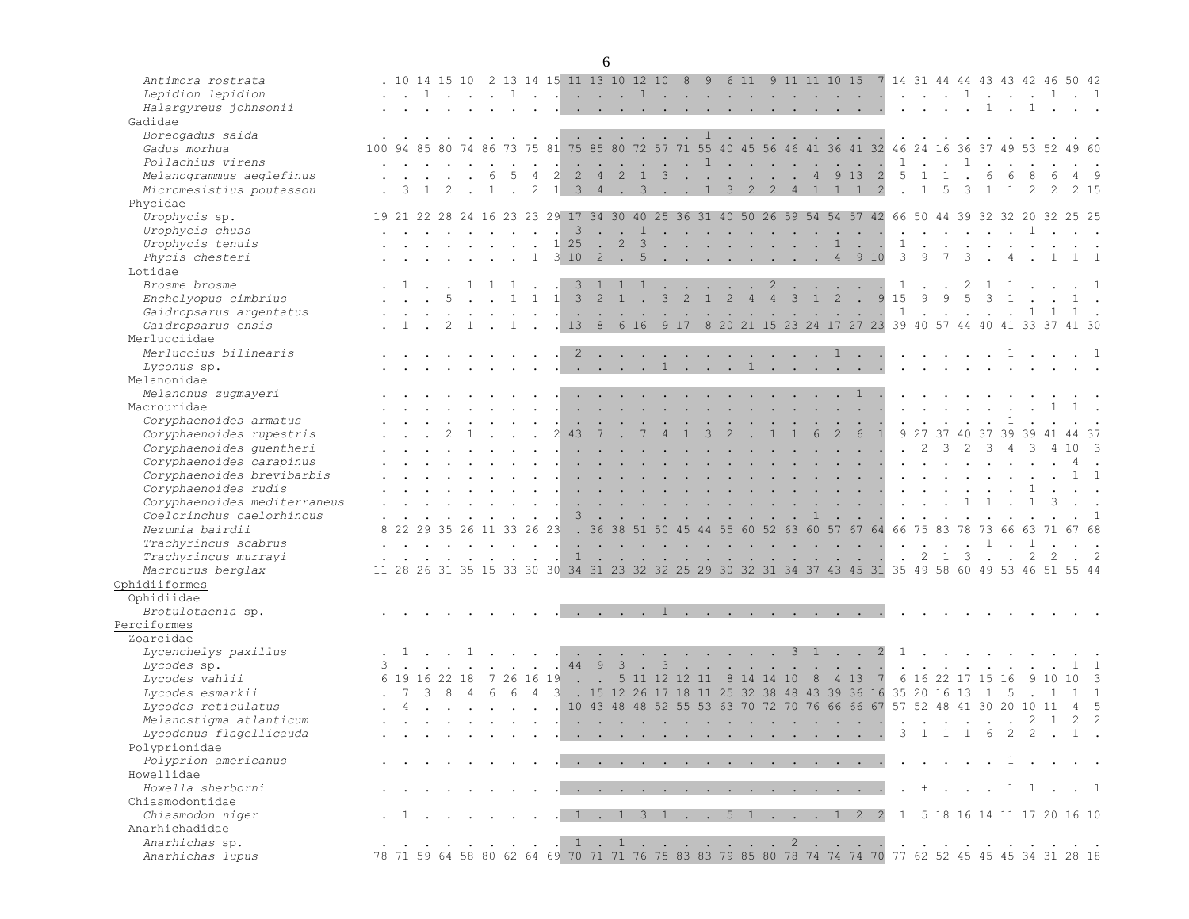| | | | | | | | | | | | | | | | | | | | | | | | | | | | | | | | | | | |
|---|---|---|---|---|---|---|---|---|---|---|---|---|---|---|---|---|---|---|---|---|---|---|---|---|---|---|---|---|---|---|---|---|---|---|
| *Antimora rostrata* | . | 10 | 14 | 15 | 10 | 2 | 13 | 14 | 15 | 11 | 13 | 10 | 12 | 10 | 8 | 9 | 6 | 11 | 9 | 11 | 11 | 10 | 15 | 7 | 14 | 31 | 44 | 44 | 43 | 43 | 42 | 46 | 50 | 42 |
| *Lepidion lepidion* | . | . | 1 | . | . | . | 1 | . | . | . | . | . | 1 | . | . | . | . | . | . | . | . | . | . | . | . | . | . | 1 | . | . | . | 1 | . | 1 |
| *Halargyreus johnsonii* | . | . | . | . | . | . | . | . | . | . | . | . | . | . | . | . | . | . | . | . | . | . | . | . | . | . | . | . | 1 | . | 1 | . | . | . |
| Gadidae | | | | | | | | | | | | | | | | | | | | | | | | | | | | | | | | | | |
| *Boreogadus saida* | . | . | . | . | . | . | . | . | . | . | . | . | . | . | . | 1 | . | . | . | . | . | . | . | . | . | . | . | . | . | . | . | . | . | . |
| *Gadus morhua* | 100 | 94 | 85 | 80 | 74 | 86 | 73 | 75 | 81 | 75 | 85 | 80 | 72 | 57 | 71 | 55 | 40 | 45 | 56 | 46 | 41 | 36 | 41 | 32 | 46 | 24 | 16 | 36 | 37 | 49 | 53 | 52 | 49 | 60 |
| *Pollachius virens* | . | . | . | . | . | . | . | . | . | . | . | . | . | . | . | 1 | . | . | . | . | . | . | . | . | 1 | . | . | 1 | . | . | . | . | . | . |
| *Melanogrammus aeglefinus* | . | . | . | . | . | 6 | 5 | 4 | 2 | 2 | 4 | 2 | 1 | 3 | . | . | . | . | . | . | 4 | 9 | 13 | 2 | 5 | 1 | 1 | . | 6 | 6 | 8 | 6 | 4 | 9 |
| *Micromesistius poutassou* | . | 3 | 1 | 2 | . | 1 | . | 2 | 1 | 3 | 4 | . | 3 | . | . | 1 | 3 | 2 | 2 | 4 | 1 | 1 | 1 | 2 | . | 1 | 5 | 3 | 1 | 1 | 2 | 2 | 2 | 15 |
| Phycidae | | | | | | | | | | | | | | | | | | | | | | | | | | | | | | | | | | |
| *Urophycis* sp. | 19 | 21 | 22 | 28 | 24 | 16 | 23 | 23 | 29 | 17 | 34 | 30 | 40 | 25 | 36 | 31 | 40 | 50 | 26 | 59 | 54 | 54 | 57 | 42 | 66 | 50 | 44 | 39 | 32 | 32 | 20 | 32 | 25 | 25 |
| *Urophycis chuss* | . | . | . | . | . | . | . | . | . | 3 | . | . | 1 | . | . | . | . | . | . | . | . | . | . | . | . | . | . | . | . | . | 1 | . | . | . |
| *Urophycis tenuis* | . | . | . | . | . | . | . | . | 1 | 25 | . | 2 | 3 | . | . | . | . | . | . | . | . | 1 | . | . | 1 | . | . | . | . | . | . | . | . | . |
| *Phycis chesteri* | . | . | . | . | . | . | . | 1 | 3 | 10 | 2 | . | 5 | . | . | . | . | . | . | . | . | 4 | 9 | 10 | 3 | 9 | 7 | 3 | . | 4 | . | 1 | 1 | 1 |
| Lotidae | | | | | | | | | | | | | | | | | | | | | | | | | | | | | | | | | | |
| *Brosme brosme* | . | 1 | . | . | 1 | 1 | 1 | . | . | 3 | 1 | 1 | 1 | . | . | . | . | . | 2 | . | . | . | . | . | 1 | . | . | 2 | 1 | 1 | . | . | . | 1 |
| *Enchelyopus cimbrius* | . | . | . | 5 | . | . | 1 | 1 | 1 | 3 | 2 | 1 | . | 3 | 2 | 1 | 2 | 4 | 4 | 3 | 1 | 2 | . | 9 | 15 | 9 | 9 | 5 | 3 | 1 | . | . | 1 | . |
| *Gaidropsarus argentatus* | . | . | . | . | . | . | . | . | . | . | . | . | . | . | . | . | . | . | . | . | . | . | . | . | 1 | . | . | . | . | . | 1 | 1 | 1 | . |
| *Gaidropsarus ensis* | . | 1 | . | 2 | 1 | . | 1 | . | . | 13 | 8 | 6 | 16 | 9 | 17 | 8 | 20 | 21 | 15 | 23 | 24 | 17 | 27 | 23 | 39 | 40 | 57 | 44 | 40 | 41 | 33 | 37 | 41 | 30 |
| Merlucciidae | | | | | | | | | | | | | | | | | | | | | | | | | | | | | | | | | | |
| *Merluccius bilinearis* | . | . | . | . | . | . | . | . | . | 2 | . | . | . | . | . | . | . | . | . | . | . | 1 | . | . | . | . | . | . | . | 1 | . | . | . | 1 |
| *Lyconus* sp. | . | . | . | . | . | . | . | . | . | . | . | . | . | 1 | . | . | . | 1 | . | . | . | . | . | . | . | . | . | . | . | . | . | . | . | . |
| Melanonidae | | | | | | | | | | | | | | | | | | | | | | | | | | | | | | | | | | |
| *Melanonus zugmayeri* | . | . | . | . | . | . | . | . | . | . | . | . | . | . | . | . | . | . | . | . | . | . | 1 | . | . | . | . | . | . | . | . | . | . | . |
| Macrouridae | . | . | . | . | . | . | . | . | . | . | . | . | . | . | . | . | . | . | . | . | . | . | . | . | . | . | . | . | . | . | . | 1 | 1 | . |
| *Coryphaenoides armatus* | . | . | . | . | . | . | . | . | . | . | . | . | . | . | . | . | . | . | . | . | . | . | . | . | . | . | . | . | . | 1 | . | . | . | . |
| *Coryphaenoides rupestris* | . | . | . | 2 | 1 | . | . | . | 2 | 43 | 7 | . | 7 | 4 | 1 | 3 | 2 | . | 1 | 1 | 6 | 2 | 6 | 1 | 9 | 27 | 37 | 40 | 37 | 39 | 39 | 41 | 44 | 37 |
| *Coryphaenoides guentheri* | . | . | . | . | . | . | . | . | . | . | . | . | . | . | . | . | . | . | . | . | . | . | . | . | . | 2 | 3 | 2 | 3 | 4 | 3 | 4 | 10 | 3 |
| *Coryphaenoides carapinus* | . | . | . | . | . | . | . | . | . | . | . | . | . | . | . | . | . | . | . | . | . | . | . | . | . | . | . | . | . | . | . | . | 4 | . |
| *Coryphaenoides brevibarbis* | . | . | . | . | . | . | . | . | . | . | . | . | . | . | . | . | . | . | . | . | . | . | . | . | . | . | . | . | . | . | . | . | 1 | 1 |
| *Coryphaenoides rudis* | . | . | . | . | . | . | . | . | . | . | . | . | . | . | . | . | . | . | . | . | . | . | . | . | . | . | . | . | . | . | 1 | . | . | . |
| *Coryphaenoides mediterraneus* | . | . | . | . | . | . | . | . | . | . | . | . | . | . | . | . | . | . | . | . | . | . | . | . | . | . | . | 1 | 1 | . | 1 | 3 | . | . |
| *Coelorinchus caelorhincus* | . | . | . | . | . | . | . | . | . | 3 | . | . | . | . | . | . | . | . | . | . | 1 | . | . | . | . | . | . | . | . | . | . | . | . | 1 |
| *Nezumia bairdii* | 8 | 22 | 29 | 35 | 26 | 11 | 33 | 26 | 23 | . | 36 | 38 | 51 | 50 | 45 | 44 | 55 | 60 | 52 | 63 | 60 | 57 | 67 | 64 | 66 | 75 | 83 | 78 | 73 | 66 | 63 | 71 | 67 | 68 |
| *Trachyrincus scabrus* | . | . | . | . | . | . | . | . | . | . | . | . | . | . | . | . | . | . | . | . | . | . | . | . | . | . | . | . | 1 | . | 1 | . | . | . |
| *Trachyrincus murrayi* | . | . | . | . | . | . | . | . | . | 1 | . | . | . | . | . | . | . | . | . | . | . | . | . | . | . | 2 | 1 | 3 | . | . | 2 | 2 | . | 2 |
| *Macrourus berglax* | 11 | 28 | 26 | 31 | 35 | 15 | 33 | 30 | 30 | 34 | 31 | 23 | 32 | 32 | 25 | 29 | 30 | 32 | 31 | 34 | 37 | 43 | 45 | 31 | 35 | 49 | 58 | 60 | 49 | 53 | 46 | 51 | 55 | 44 |
| Ophidiiformes | | | | | | | | | | | | | | | | | | | | | | | | | | | | | | | | | | |
| Ophidiidae | | | | | | | | | | | | | | | | | | | | | | | | | | | | | | | | | | |
| *Brotulotaenia* sp. | . | . | . | . | . | . | . | . | . | . | . | . | . | 1 | . | . | . | . | . | . | . | . | . | . | . | . | . | . | . | . | . | . | . | . |
| Perciformes | | | | | | | | | | | | | | | | | | | | | | | | | | | | | | | | | | |
| Zoarcidae | | | | | | | | | | | | | | | | | | | | | | | | | | | | | | | | | | |
| *Lycenchelys paxillus* | . | 1 | . | . | 1 | . | . | . | . | . | . | . | . | . | . | . | . | . | . | 3 | 1 | . | . | 2 | 1 | . | . | . | . | . | . | . | . | . |
| *Lycodes* sp. | 3 | . | . | . | . | . | . | . | . | 44 | 9 | 3 | . | 3 | . | . | . | . | . | . | . | . | . | . | . | . | . | . | . | . | . | . | 1 | 1 |
| *Lycodes vahlii* | 6 | 19 | 16 | 22 | 18 | 7 | 26 | 16 | 19 | . | . | 5 | 11 | 12 | 12 | 11 | 8 | 14 | 14 | 10 | 8 | 4 | 13 | 7 | 6 | 16 | 22 | 17 | 15 | 16 | 9 | 10 | 10 | 3 |
| *Lycodes esmarkii* | . | 7 | 3 | 8 | 4 | 6 | 6 | 4 | 3 | . | 15 | 12 | 26 | 17 | 18 | 11 | 25 | 32 | 38 | 48 | 43 | 39 | 36 | 16 | 35 | 20 | 16 | 13 | 1 | 5 | . | 1 | 1 | 1 |
| *Lycodes reticulatus* | . | 4 | . | . | . | . | . | . | . | 10 | 43 | 48 | 48 | 52 | 55 | 53 | 63 | 70 | 72 | 70 | 76 | 66 | 66 | 67 | 57 | 52 | 48 | 41 | 30 | 20 | 10 | 11 | 4 | 5 |
| *Melanostigma atlanticum* | . | . | . | . | . | . | . | . | . | . | . | . | . | . | . | . | . | . | . | . | . | . | . | . | . | . | . | . | . | . | 2 | 1 | 2 | 2 |
| *Lycodonus flagellicauda* | . | . | . | . | . | . | . | . | . | . | . | . | . | . | . | . | . | . | . | . | . | . | . | . | 3 | 1 | 1 | 1 | 6 | 2 | 2 | . | 1 | . |
| Polyprionidae | | | | | | | | | | | | | | | | | | | | | | | | | | | | | | | | | | |
| *Polyprion americanus* | . | . | . | . | . | . | . | . | . | . | . | . | . | . | . | . | . | . | . | . | . | . | . | . | . | . | . | . | . | 1 | . | . | . | . |
| Howellidae | | | | | | | | | | | | | | | | | | | | | | | | | | | | | | | | | | |
| *Howella sherborni* | . | . | . | . | . | . | . | . | . | . | . | . | . | . | . | . | . | . | . | . | . | . | . | . | . | + | . | . | . | 1 | 1 | . | . | 1 |
| Chiasmodontidae | | | | | | | | | | | | | | | | | | | | | | | | | | | | | | | | | | |
| *Chiasmodon niger* | . | 1 | . | . | . | . | . | . | . | 1 | . | 1 | 3 | 1 | . | . | 5 | 1 | . | . | . | 1 | 2 | 2 | 1 | 5 | 18 | 16 | 14 | 11 | 17 | 20 | 16 | 10 |
| Anarhichadidae | | | | | | | | | | | | | | | | | | | | | | | | | | | | | | | | | | |
| *Anarhichas* sp. | . | . | . | . | . | . | . | . | . | 1 | . | 1 | . | . | . | . | . | . | . | 2 | . | . | . | . | . | . | . | . | . | . | . | . | . | . |
| *Anarhichas lupus* | 78 | 71 | 59 | 64 | 58 | 80 | 62 | 64 | 69 | 70 | 71 | 71 | 76 | 75 | 83 | 83 | 79 | 85 | 80 | 78 | 74 | 74 | 74 | 70 | 77 | 62 | 52 | 45 | 45 | 45 | 34 | 31 | 28 | 18 |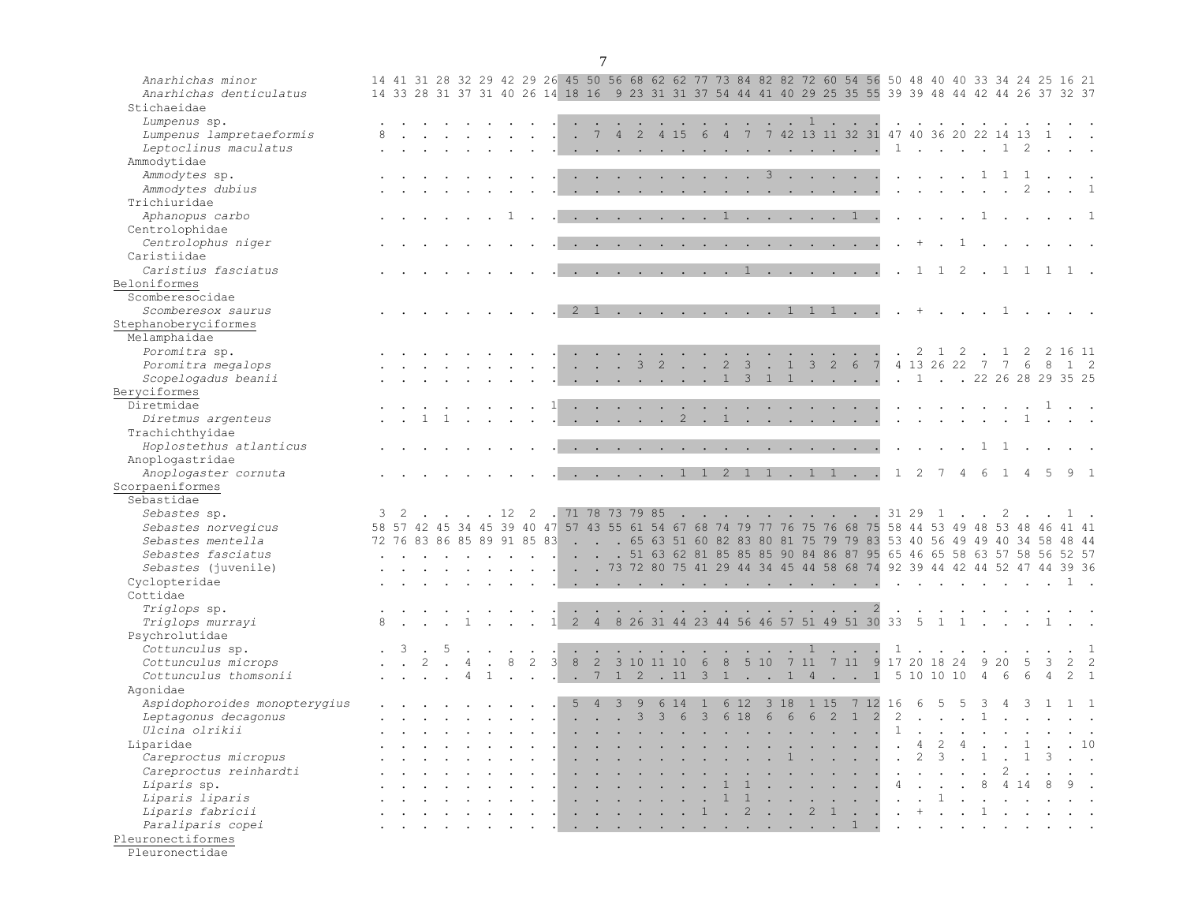| | | | | | | | | | | | | | | | | | | | | | | | | | | | | | | | | | |
|---|---|---|---|---|---|---|---|---|---|---|---|---|---|---|---|---|---|---|---|---|---|---|---|---|---|---|---|---|---|---|---|---|---|
| *Anarhichas minor* | 14 | 41 | 31 | 28 | 32 | 29 | 42 | 29 | 26 | 45 | 50 | 56 | 68 | 62 | 62 | 77 | 73 | 84 | 82 | 82 | 72 | 60 | 54 | 56 | 50 | 48 | 40 | 40 | 33 | 34 | 24 | 25 | 16 | 21 |
| *Anarhichas denticulatus* | 14 | 33 | 28 | 31 | 37 | 31 | 40 | 26 | 14 | 18 | 16 | 9 | 23 | 31 | 31 | 37 | 54 | 44 | 41 | 40 | 29 | 25 | 35 | 55 | 39 | 39 | 48 | 44 | 42 | 44 | 26 | 37 | 32 | 37 |
| Stichaeidae | | | | | | | | | | | | | | | | | | | | | | | | | | | | | | | | | | |
| *Lumpenus* sp. | . | . | . | . | . | . | . | . | . | . | . | . | . | . | . | . | . | . | . | . | 1 | . | . | . | . | . | . | . | . | . | . | . | . | . |
| *Lumpenus lampretaeformis* | 8 | . | . | . | . | . | . | . | . | . | 7 | 4 | 2 | 4 | 15 | 6 | 4 | 7 | 7 | 42 | 13 | 11 | 32 | 31 | 47 | 40 | 36 | 20 | 22 | 14 | 13 | 1 | . | . |
| *Leptoclinus maculatus* | . | . | . | . | . | . | . | . | . | . | . | . | . | . | . | . | . | . | . | . | . | . | . | . | 1 | . | . | . | . | 1 | 2 | . | . | . |
| Ammodytidae | | | | | | | | | | | | | | | | | | | | | | | | | | | | | | | | | | |
| *Ammodytes* sp. | . | . | . | . | . | . | . | . | . | . | . | . | . | . | . | . | . | . | 3 | . | . | . | . | . | . | . | . | . | 1 | 1 | 1 | . | . | . |
| *Ammodytes dubius* | . | . | . | . | . | . | . | . | . | . | . | . | . | . | . | . | . | . | . | . | . | . | . | . | . | . | . | . | . | . | 2 | . | . | 1 |
| Trichiuridae | | | | | | | | | | | | | | | | | | | | | | | | | | | | | | | | | | |
| *Aphanopus carbo* | . | . | . | . | . | . | 1 | . | . | . | . | . | . | . | . | . | 1 | . | . | . | . | . | 1 | . | . | . | . | . | 1 | . | . | . | . | 1 |
| Centrolophidae | | | | | | | | | | | | | | | | | | | | | | | | | | | | | | | | | | |
| *Centrolophus niger* | . | . | . | . | . | . | . | . | . | . | . | . | . | . | . | . | . | . | . | . | . | . | . | . | . | + | . | 1 | . | . | . | . | . | . |
| Caristiidae | | | | | | | | | | | | | | | | | | | | | | | | | | | | | | | | | | |
| *Caristius fasciatus* | . | . | . | . | . | . | . | . | . | . | . | . | . | . | . | . | . | 1 | . | . | . | . | . | . | . | 1 | 1 | 2 | . | 1 | 1 | 1 | 1 | . |
| Beloniformes | | | | | | | | | | | | | | | | | | | | | | | | | | | | | | | | | | |
| Scomberesocidae | | | | | | | | | | | | | | | | | | | | | | | | | | | | | | | | | | |
| *Scomberesox saurus* | . | . | . | . | . | . | . | . | . | 2 | 1 | . | . | . | . | . | . | . | . | 1 | 1 | 1 | . | . | . | + | . | . | . | 1 | . | . | . | . |
| Stephanoberyciformes | | | | | | | | | | | | | | | | | | | | | | | | | | | | | | | | | | |
| Melamphaidae | | | | | | | | | | | | | | | | | | | | | | | | | | | | | | | | | | |
| *Poromitra* sp. | . | . | . | . | . | . | . | . | . | . | . | . | . | . | . | . | . | . | . | . | . | . | . | . | . | 2 | 1 | 2 | . | 1 | 2 | 2 | 16 | 11 |
| *Poromitra megalops* | . | . | . | . | . | . | . | . | . | . | . | . | 3 | 2 | . | . | 2 | 3 | . | 1 | 3 | 2 | 6 | 7 | 4 | 13 | 26 | 22 | 7 | 7 | 6 | 8 | 1 | 2 |
| *Scopelogadus beanii* | . | . | . | . | . | . | . | . | . | . | . | . | . | . | . | . | 1 | 3 | 1 | 1 | . | . | . | . | . | 1 | . | . | 22 | 26 | 28 | 29 | 35 | 25 |
| Beryciformes | | | | | | | | | | | | | | | | | | | | | | | | | | | | | | | | | | |
| Diretmidae | . | . | . | . | . | . | . | . | 1 | . | . | . | . | . | . | . | . | . | . | . | . | . | . | . | . | . | . | . | . | . | . | 1 | . | . |
| *Diretmus argenteus* | . | . | 1 | 1 | . | . | . | . | . | . | . | . | . | . | 2 | . | 1 | . | . | . | . | . | . | . | . | . | . | . | . | . | 1 | . | . | . |
| Trachichthyidae | | | | | | | | | | | | | | | | | | | | | | | | | | | | | | | | | | |
| *Hoplostethus atlanticus* | . | . | . | . | . | . | . | . | . | . | . | . | . | . | . | . | . | . | . | . | . | . | . | . | . | . | . | . | 1 | 1 | . | . | . | . |
| Anoplogastridae | | | | | | | | | | | | | | | | | | | | | | | | | | | | | | | | | | |
| *Anoplogaster cornuta* | . | . | . | . | . | . | . | . | . | . | . | . | . | . | 1 | 1 | 2 | 1 | 1 | . | 1 | 1 | . | . | 1 | 2 | 7 | 4 | 6 | 1 | 4 | 5 | 9 | 1 |
| Scorpaeniformes | | | | | | | | | | | | | | | | | | | | | | | | | | | | | | | | | | |
| Sebastidae | | | | | | | | | | | | | | | | | | | | | | | | | | | | | | | | | | |
| *Sebastes* sp. | 3 | 2 | . | . | . | . | 12 | 2 | . | 71 | 78 | 73 | 79 | 85 | . | . | . | . | . | . | . | . | . | . | 31 | 29 | 1 | . | . | 2 | . | . | 1 | . |
| *Sebastes norvegicus* | 58 | 57 | 42 | 45 | 34 | 45 | 39 | 40 | 47 | 57 | 43 | 55 | 61 | 54 | 67 | 68 | 74 | 79 | 77 | 76 | 75 | 76 | 68 | 75 | 58 | 44 | 53 | 49 | 48 | 53 | 48 | 46 | 41 | 41 |
| *Sebastes mentella* | 72 | 76 | 83 | 86 | 85 | 89 | 91 | 85 | 83 | . | . | . | 65 | 63 | 51 | 60 | 82 | 83 | 80 | 81 | 75 | 79 | 79 | 83 | 53 | 40 | 56 | 49 | 49 | 40 | 34 | 58 | 48 | 44 |
| *Sebastes fasciatus* | . | . | . | . | . | . | . | . | . | . | . | . | 51 | 63 | 62 | 81 | 85 | 85 | 85 | 90 | 84 | 86 | 87 | 95 | 65 | 46 | 65 | 58 | 63 | 57 | 58 | 56 | 52 | 57 |
| *Sebastes* (juvenile) | . | . | . | . | . | . | . | . | . | . | . | 73 | 72 | 80 | 75 | 41 | 29 | 44 | 34 | 45 | 44 | 58 | 68 | 74 | 92 | 39 | 44 | 42 | 44 | 52 | 47 | 44 | 39 | 36 |
| Cyclopteridae | . | . | . | . | . | . | . | . | . | . | . | . | . | . | . | . | . | . | . | . | . | . | . | . | . | . | . | . | . | . | . | . | 1 | . |
| Cottidae | | | | | | | | | | | | | | | | | | | | | | | | | | | | | | | | | | |
| *Triglops* sp. | . | . | . | . | . | . | . | . | . | . | . | . | . | . | . | . | . | . | . | . | . | . | . | 2 | . | . | . | . | . | . | . | . | . | . |
| *Triglops murrayi* | 8 | . | . | . | 1 | . | . | . | 1 | 2 | 4 | 8 | 26 | 31 | 44 | 23 | 44 | 56 | 46 | 57 | 51 | 49 | 51 | 30 | 33 | 5 | 1 | 1 | . | . | . | 1 | . | . |
| Psychrolutidae | | | | | | | | | | | | | | | | | | | | | | | | | | | | | | | | | | |
| *Cottunculus* sp. | . | 3 | . | 5 | . | . | . | . | . | . | . | . | . | . | . | . | . | . | . | . | 1 | . | . | . | 1 | . | . | . | . | . | . | . | . | 1 |
| *Cottunculus microps* | . | . | 2 | . | 4 | . | 8 | 2 | 3 | 8 | 2 | 3 | 10 | 11 | 10 | 6 | 8 | 5 | 10 | 7 | 11 | 7 | 11 | 9 | 17 | 20 | 18 | 24 | 9 | 20 | 5 | 3 | 2 | 2 |
| *Cottunculus thomsonii* | . | . | . | . | 4 | 1 | . | . | . | . | 7 | 1 | 2 | . | 11 | 3 | 1 | . | . | 1 | 4 | . | . | 1 | 5 | 10 | 10 | 10 | 4 | 6 | 6 | 4 | 2 | 1 |
| Agonidae | | | | | | | | | | | | | | | | | | | | | | | | | | | | | | | | | | |
| *Aspidophoroides monopterygius* | . | . | . | . | . | . | . | . | . | 5 | 4 | 3 | 9 | 6 | 14 | 1 | 6 | 12 | 3 | 18 | 1 | 15 | 7 | 12 | 16 | 6 | 5 | 5 | 3 | 4 | 3 | 1 | 1 | 1 |
| *Leptagonus decagonus* | . | . | . | . | . | . | . | . | . | . | . | . | 3 | 3 | 6 | 3 | 6 | 18 | 6 | 6 | 6 | 2 | 1 | 2 | 2 | . | . | . | 1 | . | . | . | . | . |
| *Ulcina olrikii* | . | . | . | . | . | . | . | . | . | . | . | . | . | . | . | . | . | . | . | . | . | . | . | . | 1 | . | . | . | . | . | . | . | . | . |
| Liparidae | . | . | . | . | . | . | . | . | . | . | . | . | . | . | . | . | . | . | . | . | . | . | . | . | . | 4 | 2 | 4 | . | . | 1 | . | . | 10 |
| *Careproctus micropus* | . | . | . | . | . | . | . | . | . | . | . | . | . | . | . | . | . | . | . | 1 | . | . | . | . | . | 2 | 3 | . | 1 | . | 1 | 3 | . | . |
| *Careproctus reinhardti* | . | . | . | . | . | . | . | . | . | . | . | . | . | . | . | . | . | . | . | . | . | . | . | . | . | . | . | . | . | 2 | . | . | . | . |
| *Liparis* sp. | . | . | . | . | . | . | . | . | . | . | . | . | . | . | . | . | 1 | 1 | . | . | . | . | . | . | 4 | . | . | . | 8 | 4 | 14 | 8 | 9 | . |
| *Liparis liparis* | . | . | . | . | . | . | . | . | . | . | . | . | . | . | . | . | 1 | 1 | . | . | . | . | . | . | . | . | 1 | . | . | . | . | . | . | . |
| *Liparis fabricii* | . | . | . | . | . | . | . | . | . | . | . | . | . | . | . | 1 | . | 2 | . | . | 2 | 1 | . | . | . | + | . | . | 1 | . | . | . | . | . |
| *Paraliparis copei* | . | . | . | . | . | . | . | . | . | . | . | . | . | . | . | . | . | . | . | . | . | . | 1 | . | . | . | . | . | . | . | . | . | . | . |
| Pleuronectiformes | | | | | | | | | | | | | | | | | | | | | | | | | | | | | | | | | | |
| Pleuronectidae | | | | | | | | | | | | | | | | | | | | | | | | | | | | | | | | | | |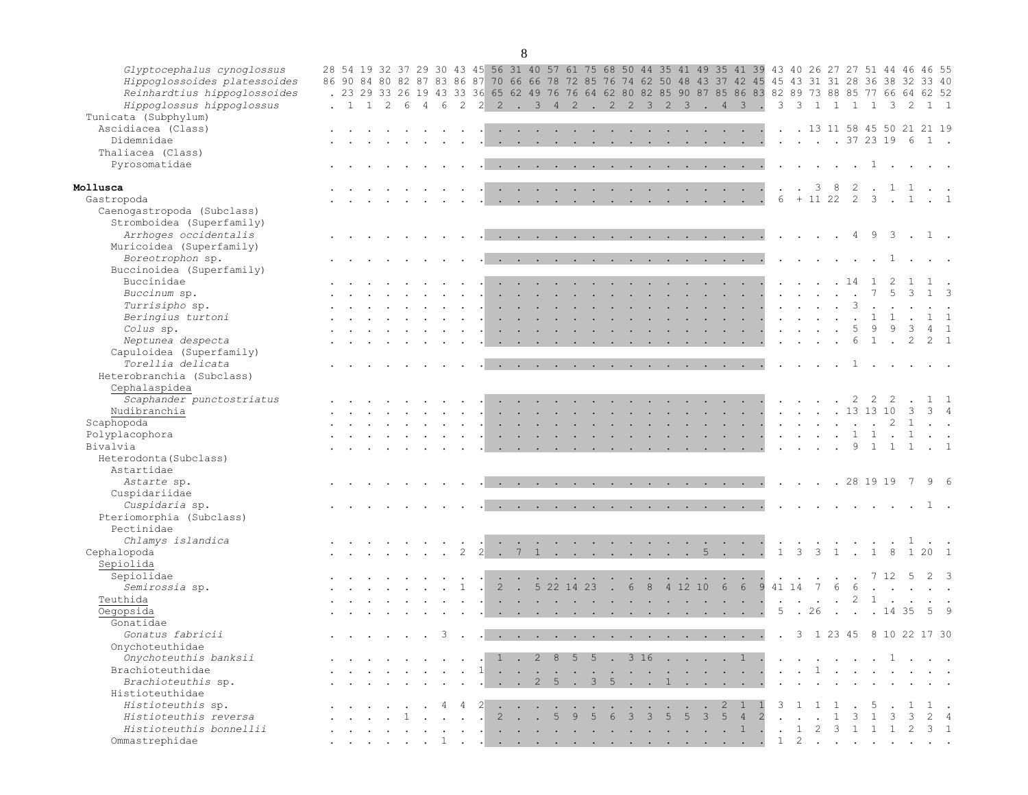| Taxon | | | | | | | | | | | | | | | | | | | | | | | | | | | | | | | | | | |
|---|---|---|---|---|---|---|---|---|---|---|---|---|---|---|---|---|---|---|---|---|---|---|---|---|---|---|---|---|---|---|---|---|---|---|
| *Glyptocephalus cynoglossus* | 28 | 54 | 19 | 32 | 37 | 29 | 30 | 43 | 45 | 56 | 31 | 40 | 57 | 61 | 75 | 68 | 50 | 44 | 35 | 41 | 49 | 35 | 41 | 39 | 43 | 40 | 26 | 27 | 27 | 51 | 44 | 46 | 46 | 55 |
| *Hippoglossoides platessoides* | 86 | 90 | 84 | 80 | 82 | 87 | 83 | 86 | 87 | 70 | 66 | 66 | 78 | 72 | 85 | 76 | 74 | 62 | 50 | 48 | 43 | 37 | 42 | 45 | 45 | 43 | 31 | 31 | 28 | 36 | 38 | 32 | 33 | 40 |
| *Reinhardtius hippoglossoides* | . | 23 | 29 | 33 | 26 | 19 | 43 | 33 | 36 | 65 | 62 | 49 | 76 | 76 | 64 | 62 | 80 | 82 | 85 | 90 | 87 | 85 | 86 | 83 | 82 | 89 | 73 | 88 | 85 | 77 | 66 | 64 | 62 | 52 |
| *Hippoglossus hippoglossus* | . | 1 | 1 | 2 | 6 | 4 | 6 | 2 | 2 | 2 | . | 3 | 4 | 2 | . | 2 | 2 | 3 | 2 | 3 | . | 4 | 3 | . | 3 | 3 | 1 | 1 | 1 | 1 | 3 | 2 | 1 | 1 |
| Tunicata (Subphylum) | | | | | | | | | | | | | | | | | | | | | | | | | | | | | | | | | | |
| Ascidiacea (Class) | . | . | . | . | . | . | . | . | . | . | . | . | . | . | . | . | . | . | . | . | . | . | . | . | . | . | 13 | 11 | 58 | 45 | 50 | 21 | 21 | 19 |
| Didemnidae | . | . | . | . | . | . | . | . | . | . | . | . | . | . | . | . | . | . | . | . | . | . | . | . | . | . | . | . | 37 | 23 | 19 | 6 | 1 | . |
| Thaliacea (Class) | | | | | | | | | | | | | | | | | | | | | | | | | | | | | | | | | | |
| Pyrosomatidae | . | . | . | . | . | . | . | . | . | . | . | . | . | . | . | . | . | . | . | . | . | . | . | . | . | . | . | . | . | 1 | . | . | . | . |
| **Mollusca** | . | . | . | . | . | . | . | . | . | . | . | . | . | . | . | . | . | . | . | . | . | . | . | . | . | . | 3 | 8 | 2 | . | 1 | 1 | . | . |
| Gastropoda | . | . | . | . | . | . | . | . | . | . | . | . | . | . | . | . | . | . | . | . | . | . | . | . | 6 | + | 11 | 22 | 2 | 3 | . | 1 | . | 1 |
| Caenogastropoda (Subclass) | | | | | | | | | | | | | | | | | | | | | | | | | | | | | | | | | | |
| Stromboidea (Superfamily) | | | | | | | | | | | | | | | | | | | | | | | | | | | | | | | | | | |
| *Arrhoges occidentalis* | . | . | . | . | . | . | . | . | . | . | . | . | . | . | . | . | . | . | . | . | . | . | . | . | . | . | . | . | 4 | 9 | 3 | . | 1 | . |
| Muricoidea (Superfamily) | | | | | | | | | | | | | | | | | | | | | | | | | | | | | | | | | | |
| *Boreotrophon* sp. | . | . | . | . | . | . | . | . | . | . | . | . | . | . | . | . | . | . | . | . | . | . | . | . | . | . | . | . | . | . | 1 | . | . | . |
| Buccinoidea (Superfamily) | | | | | | | | | | | | | | | | | | | | | | | | | | | | | | | | | | |
| Buccinidae | . | . | . | . | . | . | . | . | . | . | . | . | . | . | . | . | . | . | . | . | . | . | . | . | . | . | . | . | 14 | 1 | 2 | 1 | 1 | . |
| *Buccinum* sp. | . | . | . | . | . | . | . | . | . | . | . | . | . | . | . | . | . | . | . | . | . | . | . | . | . | . | . | . | . | 7 | 5 | 3 | 1 | 3 |
| *Turrisipho* sp. | . | . | . | . | . | . | . | . | . | . | . | . | . | . | . | . | . | . | . | . | . | . | . | . | . | . | . | . | 3 | . | . | . | . | . |
| *Beringius turtoni* | . | . | . | . | . | . | . | . | . | . | . | . | . | . | . | . | . | . | . | . | . | . | . | . | . | . | . | . | . | 1 | 1 | . | 1 | 1 |
| *Colus* sp. | . | . | . | . | . | . | . | . | . | . | . | . | . | . | . | . | . | . | . | . | . | . | . | . | . | . | . | . | 5 | 9 | 9 | 3 | 4 | 1 |
| *Neptunea despecta* | . | . | . | . | . | . | . | . | . | . | . | . | . | . | . | . | . | . | . | . | . | . | . | . | . | . | . | . | 6 | 1 | . | 2 | 2 | 1 |
| Capuloidea (Superfamily) | | | | | | | | | | | | | | | | | | | | | | | | | | | | | | | | | | |
| *Torellia delicata* | . | . | . | . | . | . | . | . | . | . | . | . | . | . | . | . | . | . | . | . | . | . | . | . | . | . | . | . | 1 | . | . | . | . | . |
| Heterobranchia (Subclass) | | | | | | | | | | | | | | | | | | | | | | | | | | | | | | | | | | |
| Cephalaspidea | | | | | | | | | | | | | | | | | | | | | | | | | | | | | | | | | | |
| *Scaphander punctostriatus* | . | . | . | . | . | . | . | . | . | . | . | . | . | . | . | . | . | . | . | . | . | . | . | . | . | . | . | . | 2 | 2 | 2 | . | 1 | 1 |
| Nudibranchia | . | . | . | . | . | . | . | . | . | . | . | . | . | . | . | . | . | . | . | . | . | . | . | . | . | . | . | . | 13 | 13 | 10 | 3 | 3 | 4 |
| Scaphopoda | . | . | . | . | . | . | . | . | . | . | . | . | . | . | . | . | . | . | . | . | . | . | . | . | . | . | . | . | . | . | 2 | 1 | . | . |
| Polyplacophora | . | . | . | . | . | . | . | . | . | . | . | . | . | . | . | . | . | . | . | . | . | . | . | . | . | . | . | . | 1 | 1 | . | 1 | . | . |
| Bivalvia | . | . | . | . | . | . | . | . | . | . | . | . | . | . | . | . | . | . | . | . | . | . | . | . | . | . | . | . | 9 | 1 | 1 | 1 | . | 1 |
| Heterodonta (Subclass) | | | | | | | | | | | | | | | | | | | | | | | | | | | | | | | | | | |
| Astartidae | | | | | | | | | | | | | | | | | | | | | | | | | | | | | | | | | | |
| *Astarte* sp. | . | . | . | . | . | . | . | . | . | . | . | . | . | . | . | . | . | . | . | . | . | . | . | . | . | . | . | . | 28 | 19 | 19 | 7 | 9 | 6 |
| Cuspidariidae | | | | | | | | | | | | | | | | | | | | | | | | | | | | | | | | | | |
| *Cuspidaria* sp. | . | . | . | . | . | . | . | . | . | . | . | . | . | . | . | . | . | . | . | . | . | . | . | . | . | . | . | . | . | . | . | . | 1 | . |
| Pteriomorphia (Subclass) | | | | | | | | | | | | | | | | | | | | | | | | | | | | | | | | | | |
| Pectinidae | | | | | | | | | | | | | | | | | | | | | | | | | | | | | | | | | | |
| *Chlamys islandica* | . | . | . | . | . | . | . | . | . | . | . | . | . | . | . | . | . | . | . | . | . | . | . | . | . | . | . | . | . | . | . | 1 | . | . |
| Cephalopoda | . | . | . | . | . | . | . | 2 | 2 | . | 7 | 1 | . | . | . | . | . | . | . | . | 5 | . | . | . | 1 | 3 | 3 | 1 | . | 1 | 8 | 1 | 20 | 1 |
| Sepiolida | | | | | | | | | | | | | | | | | | | | | | | | | | | | | | | | | | |
| Sepiolidae | . | . | . | . | . | . | . | . | . | . | . | . | . | . | . | . | . | . | . | . | . | . | . | . | . | . | . | . | . | 7 | 12 | 5 | 2 | 3 |
| *Semirossia* sp. | . | . | . | . | . | . | . | 1 | . | 2 | . | 5 | 22 | 14 | 23 | . | 6 | 8 | 4 | 12 | 10 | 6 | 6 | 9 | 41 | 14 | 7 | 6 | 6 | . | . | . | . | . |
| Teuthida | . | . | . | . | . | . | . | . | . | . | . | . | . | . | . | . | . | . | . | . | . | . | . | . | . | . | . | . | 2 | 1 | . | . | . | . |
| Oegopsida | . | . | . | . | . | . | . | . | . | . | . | . | . | . | . | . | . | . | . | . | . | . | . | . | 5 | . | 26 | . | . | . | 14 | 35 | 5 | 9 |
| Gonatidae | | | | | | | | | | | | | | | | | | | | | | | | | | | | | | | | | | |
| *Gonatus fabricii* | . | . | . | . | . | . | 3 | . | . | . | . | . | . | . | . | . | . | . | . | . | . | . | . | . | . | 3 | 1 | 23 | 45 | 8 | 10 | 22 | 17 | 30 |
| Onychoteuthidae | | | | | | | | | | | | | | | | | | | | | | | | | | | | | | | | | | |
| *Onychoteuthis banksii* | . | . | . | . | . | . | . | . | . | 1 | . | 2 | 8 | 5 | 5 | . | 3 | 16 | . | . | . | . | 1 | . | . | . | . | . | . | . | 1 | . | . | . |
| Brachioteuthidae | . | . | . | . | . | . | . | . | 1 | . | . | . | . | . | . | . | . | . | . | . | . | . | . | . | . | . | 1 | . | . | . | . | . | . | . |
| *Brachioteuthis* sp. | . | . | . | . | . | . | . | . | . | . | . | 2 | 5 | . | 3 | 5 | . | . | 1 | . | . | . | . | . | . | . | . | . | . | . | . | . | . | . |
| Histioteuthidae | | | | | | | | | | | | | | | | | | | | | | | | | | | | | | | | | | |
| *Histioteuthis* sp. | . | . | . | . | . | . | 4 | 4 | 2 | . | . | . | . | . | . | . | . | . | . | . | . | 2 | 1 | 1 | 3 | 1 | 1 | 1 | . | 5 | . | 1 | 1 | . |
| *Histioteuthis reversa* | . | . | . | . | 1 | . | . | . | . | 2 | . | . | 5 | 9 | 5 | 6 | 3 | 3 | 5 | 5 | 3 | 5 | 4 | 2 | . | . | . | 1 | 3 | 1 | 3 | 3 | 2 | 4 |
| *Histioteuthis bonnellii* | . | . | . | . | . | . | . | . | . | . | . | . | . | . | . | . | . | . | . | . | . | . | 1 | . | . | 1 | 2 | 3 | 1 | 1 | 1 | 2 | 3 | 1 |
| Ommastrephidae | . | . | . | . | . | . | 1 | . | . | . | . | . | . | . | . | . | . | . | . | . | . | . | . | . | 1 | 2 | . | . | . | . | . | . | . | . |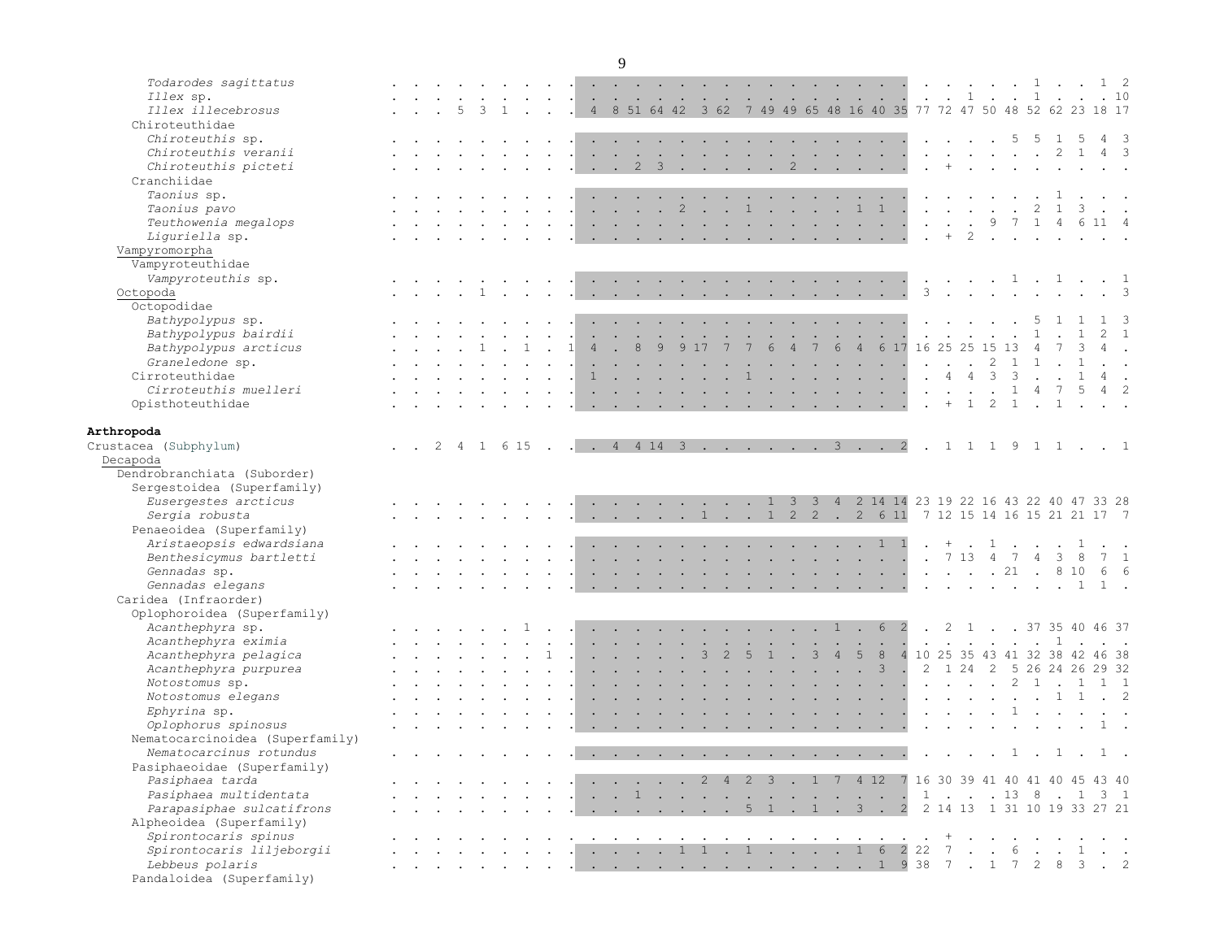| | | | | | | | | | | | | | | | | | | | | | | | | | | | | | | | | | | |
|---|---|---|---|---|---|---|---|---|---|---|---|---|---|---|---|---|---|---|---|---|---|---|---|---|---|---|---|---|---|---|---|---|---|---|
| *Todarodes sagittatus* | . | . | . | . | . | . | . | . | . | . | . | . | . | . | . | . | . | . | . | . | . | . | . | . | . | . | . | . | . | 1 | . | . | 1 | 2 |
| *Illex* sp. | . | . | . | . | . | . | . | . | . | . | . | . | . | . | . | . | . | . | . | . | . | . | . | . | . | . | 1 | . | . | 1 | . | . | . | 10 |
| *Illex illecebrosus* | . | . | . | 5 | 3 | 1 | . | . | . | 4 | 8 | 51 | 64 | 42 | 3 | 62 | 7 | 49 | 49 | 65 | 48 | 16 | 40 | 35 | 77 | 72 | 47 | 50 | 48 | 52 | 62 | 23 | 18 | 17 |
| Chiroteuthidae | | | | | | | | | | | | | | | | | | | | | | | | | | | | | | | | | | |
| *Chiroteuthis* sp. | . | . | . | . | . | . | . | . | . | . | . | . | . | . | . | . | . | . | . | . | . | . | . | . | . | . | . | . | 5 | 5 | 1 | 5 | 4 | 3 |
| *Chiroteuthis veranii* | . | . | . | . | . | . | . | . | . | . | . | . | . | . | . | . | . | . | . | . | . | . | . | . | . | . | . | . | . | . | 2 | 1 | 4 | 3 |
| *Chiroteuthis picteti* | . | . | . | . | . | . | . | . | . | . | . | 2 | 3 | . | . | . | . | . | 2 | . | . | . | . | . | . | + | . | . | . | . | . | . | . | . |
| Cranchiidae | | | | | | | | | | | | | | | | | | | | | | | | | | | | | | | | | | |
| *Taonius* sp. | . | . | . | . | . | . | . | . | . | . | . | . | . | . | . | . | . | . | . | . | . | . | . | . | . | . | . | . | . | . | 1 | . | . | . |
| *Taonius pavo* | . | . | . | . | . | . | . | . | . | . | . | . | . | 2 | . | . | 1 | . | . | . | . | 1 | 1 | . | . | . | . | . | . | 2 | 1 | 3 | . | . |
| *Teuthowenia megalops* | . | . | . | . | . | . | . | . | . | . | . | . | . | . | . | . | . | . | . | . | . | . | . | . | . | . | . | 9 | 7 | 1 | 4 | 6 | 11 | 4 |
| *Liguriella* sp. | . | . | . | . | . | . | . | . | . | . | . | . | . | . | . | . | . | . | . | . | . | . | . | . | . | + | 2 | . | . | . | . | . | . | . |
| Vampyromorpha | | | | | | | | | | | | | | | | | | | | | | | | | | | | | | | | | | |
| Vampyroteuthidae | | | | | | | | | | | | | | | | | | | | | | | | | | | | | | | | | | |
| *Vampyroteuthis* sp. | . | . | . | . | . | . | . | . | . | . | . | . | . | . | . | . | . | . | . | . | . | . | . | . | . | . | . | . | 1 | . | 1 | . | . | 1 |
| Octopoda | . | . | . | . | 1 | . | . | . | . | . | . | . | . | . | . | . | . | . | . | . | . | . | . | . | 3 | . | . | . | . | . | . | . | . | 3 |
| Octopodidae | | | | | | | | | | | | | | | | | | | | | | | | | | | | | | | | | | |
| *Bathypolypus* sp. | . | . | . | . | . | . | . | . | . | . | . | . | . | . | . | . | . | . | . | . | . | . | . | . | . | . | . | . | . | 5 | 1 | 1 | 1 | 3 |
| *Bathypolypus bairdii* | . | . | . | . | . | . | . | . | . | . | . | . | . | . | . | . | . | . | . | . | . | . | . | . | . | . | . | . | . | 1 | . | 1 | 2 | 1 |
| *Bathypolypus arcticus* | . | . | . | . | 1 | . | 1 | . | 1 | 4 | . | 8 | 9 | 9 | 17 | 7 | 7 | 6 | 4 | 7 | 6 | 4 | 6 | 17 | 16 | 25 | 25 | 15 | 13 | 4 | 7 | 3 | 4 | . |
| *Graneledone* sp. | . | . | . | . | . | . | . | . | . | . | . | . | . | . | . | . | . | . | . | . | . | . | . | . | . | . | . | 2 | 1 | 1 | . | 1 | . | . |
| Cirroteuthidae | . | . | . | . | . | . | . | . | . | 1 | . | . | . | . | . | . | 1 | . | . | . | . | . | . | . | . | 4 | 4 | 3 | 3 | . | . | 1 | 4 | . |
| *Cirroteuthis muelleri* | . | . | . | . | . | . | . | . | . | . | . | . | . | . | . | . | . | . | . | . | . | . | . | . | . | . | . | . | 1 | 4 | 7 | 5 | 4 | 2 |
| Opisthoteuthidae | . | . | . | . | . | . | . | . | . | . | . | . | . | . | . | . | . | . | . | . | . | . | . | . | . | + | 1 | 2 | 1 | . | 1 | . | . | . |
| **Arthropoda** | | | | | | | | | | | | | | | | | | | | | | | | | | | | | | | | | | |
| Crustacea (Subphylum) | . | . | 2 | 4 | 1 | 6 | 15 | . | . | . | 4 | 4 | 14 | 3 | . | . | . | . | . | . | 3 | . | . | 2 | . | 1 | 1 | 1 | 9 | 1 | 1 | . | . | 1 |
| Decapoda | | | | | | | | | | | | | | | | | | | | | | | | | | | | | | | | | | |
| Dendrobranchiata (Suborder) | | | | | | | | | | | | | | | | | | | | | | | | | | | | | | | | | | |
| Sergestoidea (Superfamily) | | | | | | | | | | | | | | | | | | | | | | | | | | | | | | | | | | |
| *Eusergestes arcticus* | . | . | . | . | . | . | . | . | . | . | . | . | . | . | . | . | . | 1 | 3 | 3 | 4 | 2 | 14 | 14 | 23 | 19 | 22 | 16 | 43 | 22 | 40 | 47 | 33 | 28 |
| *Sergia robusta* | . | . | . | . | . | . | . | . | . | . | . | . | . | . | 1 | . | . | 1 | 2 | 2 | . | 2 | 6 | 11 | 7 | 12 | 15 | 14 | 16 | 15 | 21 | 21 | 17 | 7 |
| Penaeoidea (Superfamily) | | | | | | | | | | | | | | | | | | | | | | | | | | | | | | | | | | |
| *Aristaeopsis edwardsiana* | . | . | . | . | . | . | . | . | . | . | . | . | . | . | . | . | . | . | . | . | . | . | 1 | 1 | . | + | . | 1 | . | . | . | 1 | . | . |
| *Benthesicymus bartletti* | . | . | . | . | . | . | . | . | . | . | . | . | . | . | . | . | . | . | . | . | . | . | . | . | . | 7 | 13 | 4 | 7 | 4 | 3 | 8 | 7 | 1 |
| *Gennadas* sp. | . | . | . | . | . | . | . | . | . | . | . | . | . | . | . | . | . | . | . | . | . | . | . | . | . | . | . | . | 21 | . | 8 | 10 | 6 | 6 |
| *Gennadas elegans* | . | . | . | . | . | . | . | . | . | . | . | . | . | . | . | . | . | . | . | . | . | . | . | . | . | . | . | . | . | . | . | 1 | 1 | . |
| Caridea (Infraorder) | | | | | | | | | | | | | | | | | | | | | | | | | | | | | | | | | | |
| Oplophoroidea (Superfamily) | | | | | | | | | | | | | | | | | | | | | | | | | | | | | | | | | | |
| *Acanthephyra* sp. | . | . | . | . | . | . | 1 | . | . | . | . | . | . | . | . | . | . | . | . | . | 1 | . | 6 | 2 | . | 2 | 1 | . | . | 37 | 35 | 40 | 46 | 37 |
| *Acanthephyra eximia* | . | . | . | . | . | . | . | . | . | . | . | . | . | . | . | . | . | . | . | . | . | . | . | . | . | . | . | . | . | . | 1 | . | . | . |
| *Acanthephyra pelagica* | . | . | . | . | . | . | . | 1 | . | . | . | . | . | . | 3 | 2 | 5 | 1 | . | 3 | 4 | 5 | 8 | 4 | 10 | 25 | 35 | 43 | 41 | 32 | 38 | 42 | 46 | 38 |
| *Acanthephyra purpurea* | . | . | . | . | . | . | . | . | . | . | . | . | . | . | . | . | . | . | . | . | . | . | 3 | . | 2 | 1 | 24 | 2 | 5 | 26 | 24 | 26 | 29 | 32 |
| *Notostomus* sp. | . | . | . | . | . | . | . | . | . | . | . | . | . | . | . | . | . | . | . | . | . | . | . | . | . | . | . | . | 2 | 1 | . | 1 | 1 | 1 |
| *Notostomus elegans* | . | . | . | . | . | . | . | . | . | . | . | . | . | . | . | . | . | . | . | . | . | . | . | . | . | . | . | . | . | . | 1 | 1 | . | 2 |
| *Ephyrina* sp. | . | . | . | . | . | . | . | . | . | . | . | . | . | . | . | . | . | . | . | . | . | . | . | . | . | . | . | . | 1 | . | . | . | . | . |
| *Oplophorus spinosus* | . | . | . | . | . | . | . | . | . | . | . | . | . | . | . | . | . | . | . | . | . | . | . | . | . | . | . | . | . | . | . | . | 1 | . |
| Nematocarcinoidea (Superfamily) | | | | | | | | | | | | | | | | | | | | | | | | | | | | | | | | | | |
| *Nematocarcinus rotundus* | . | . | . | . | . | . | . | . | . | . | . | . | . | . | . | . | . | . | . | . | . | . | . | . | . | . | . | . | 1 | . | 1 | . | 1 | . |
| Pasiphaeoidae (Superfamily) | | | | | | | | | | | | | | | | | | | | | | | | | | | | | | | | | | |
| *Pasiphaea tarda* | . | . | . | . | . | . | . | . | . | . | . | . | . | . | 2 | 4 | 2 | 3 | . | 1 | 7 | 4 | 12 | 7 | 16 | 30 | 39 | 41 | 40 | 41 | 40 | 45 | 43 | 40 |
| *Pasiphaea multidentata* | . | . | . | . | . | . | . | . | . | . | . | 1 | . | . | . | . | . | . | . | . | . | . | . | . | 1 | . | . | . | 13 | 8 | . | 1 | 3 | 1 |
| *Parapasiphae sulcatifrons* | . | . | . | . | . | . | . | . | . | . | . | . | . | . | . | . | 5 | 1 | . | 1 | . | 3 | . | 2 | 2 | 14 | 13 | 1 | 31 | 10 | 19 | 33 | 27 | 21 |
| Alpheoidea (Superfamily) | | | | | | | | | | | | | | | | | | | | | | | | | | | | | | | | | | |
| *Spirontocaris spinus* | . | . | . | . | . | . | . | . | . | . | . | . | . | . | . | . | . | . | . | . | . | . | . | . | . | + | . | . | . | . | . | . | . | . |
| *Spirontocaris liljeborgii* | . | . | . | . | . | . | . | . | . | . | . | . | . | 1 | 1 | . | 1 | . | . | . | . | 1 | 6 | 2 | 22 | 7 | . | . | 6 | . | . | 1 | . | . |
| *Lebbeus polaris* | . | . | . | . | . | . | . | . | . | . | . | . | . | . | . | . | . | . | . | . | . | . | 1 | 9 | 38 | 7 | . | 1 | 7 | 2 | 8 | 3 | . | 2 |
| Pandaloidea (Superfamily) | | | | | | | | | | | | | | | | | | | | | | | | | | | | | | | | | | |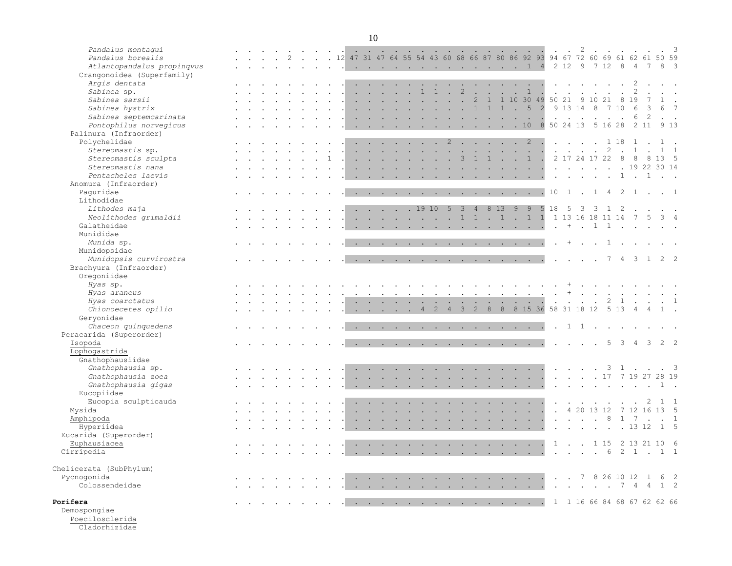| Taxon | | | | | | | | | | | | | | | | | | | | | | | | | | | | | | | | | | |
|---|---|---|---|---|---|---|---|---|---|---|---|---|---|---|---|---|---|---|---|---|---|---|---|---|---|---|---|---|---|---|---|---|---|---|
| *Pandalus montagui* | . | . | . | . | . | . | . | . | . | . | . | . | . | . | . | . | . | . | . | . | . | . | . | . | . | . | 2 | . | . | . | . | . | . | 3 |
| *Pandalus borealis* | . | . | . | . | 2 | . | . | . | 12 | 47 | 31 | 47 | 64 | 55 | 54 | 43 | 60 | 68 | 66 | 87 | 80 | 86 | 92 | 93 | 94 | 67 | 72 | 60 | 69 | 61 | 62 | 61 | 50 | 59 |
| *Atlantopandalus propinqvus* | . | . | . | . | . | . | . | . | . | . | . | . | . | . | . | . | . | . | . | . | . | . | 1 | 4 | 2 | 12 | 9 | 7 | 12 | 8 | 4 | 7 | 8 | 3 |
| Crangonoidea (Superfamily) | | | | | | | | | | | | | | | | | | | | | | | | | | | | | | | | | | |
| *Argis dentata* | . | . | . | . | . | . | . | . | . | . | . | . | . | . | . | . | . | . | . | . | . | . | . | . | . | . | . | . | . | . | 2 | . | . | . |
| *Sabinea* sp. | . | . | . | . | . | . | . | . | . | . | . | . | . | . | 1 | 1 | . | 2 | . | . | . | . | 1 | . | . | . | . | . | . | . | 2 | . | . | . |
| *Sabinea sarsii* | . | . | . | . | . | . | . | . | . | . | . | . | . | . | . | . | . | . | 2 | 1 | 1 | 10 | 30 | 49 | 50 | 21 | 9 | 10 | 21 | 8 | 19 | 7 | 1 | . |
| *Sabinea hystrix* | . | . | . | . | . | . | . | . | . | . | . | . | . | . | . | . | . | . | 1 | 1 | 1 | . | 5 | 2 | 9 | 13 | 14 | 8 | 7 | 10 | 6 | 3 | 6 | 7 |
| *Sabinea septemcarinata* | . | . | . | . | . | . | . | . | . | . | . | . | . | . | . | . | . | . | . | . | . | . | . | . | . | . | . | . | . | . | 6 | 2 | . | . |
| *Pontophilus norvegicus* | . | . | . | . | . | . | . | . | . | . | . | . | . | . | . | . | . | . | . | . | . | . | 10 | 8 | 50 | 24 | 13 | 5 | 16 | 28 | 2 | 11 | 9 | 13 |
| Palinura (Infraorder) | | | | | | | | | | | | | | | | | | | | | | | | | | | | | | | | | | |
| Polychelidae | . | . | . | . | . | . | . | . | . | . | . | . | . | . | . | . | 2 | . | . | . | . | . | 2 | . | . | . | . | 1 | 18 | 1 | . | 1 | . | . |
| *Stereomastis* sp. | . | . | . | . | . | . | . | . | . | . | . | . | . | . | . | . | . | . | . | . | . | . | . | . | . | . | . | . | 2 | . | 1 | . | 1 | 1 |
| *Stereomastis sculpta* | . | . | . | . | . | . | . | 1 | . | . | . | . | . | . | . | . | . | 3 | 1 | 1 | . | . | 1 | . | 2 | 17 | 24 | 17 | 22 | 8 | 8 | 8 | 13 | 5 |
| *Stereomastis nana* | . | . | . | . | . | . | . | . | . | . | . | . | . | . | . | . | . | . | . | . | . | . | . | . | . | . | . | . | . | . | 19 | 22 | 30 | 14 |
| *Pentacheles laevis* | . | . | . | . | . | . | . | . | . | . | . | . | . | . | . | . | . | . | . | . | . | . | . | . | . | . | . | . | . | 1 | . | 1 | . | . |
| Anomura (Infraorder) | | | | | | | | | | | | | | | | | | | | | | | | | | | | | | | | | | |
| Paguridae | . | . | . | . | . | . | . | . | . | . | . | . | . | . | . | . | . | . | . | . | . | . | . | . | 10 | 1 | . | 1 | 4 | 2 | 1 | . | . | 1 |
| Lithodidae | | | | | | | | | | | | | | | | | | | | | | | | | | | | | | | | | | |
| *Lithodes maja* | . | . | . | . | . | . | . | . | . | . | . | . | . | . | 19 | 10 | 5 | 3 | 4 | 8 | 13 | 9 | 9 | 5 | 18 | 5 | 3 | 3 | 1 | 2 | . | . | . | . |
| *Neolithodes grimaldii* | . | . | . | . | . | . | . | . | . | . | . | . | . | . | . | . | . | 1 | 1 | . | 1 | . | 1 | 1 | 1 | 13 | 16 | 18 | 11 | 14 | 7 | 5 | 3 | 4 |
| Galatheidae | . | . | . | . | . | . | . | . | . | . | . | . | . | . | . | . | . | . | . | . | . | . | . | . | . | + | . | 1 | 1 | . | . | . | . | . |
| Munididae | | | | | | | | | | | | | | | | | | | | | | | | | | | | | | | | | | |
| *Munida* sp. | . | . | . | . | . | . | . | . | . | . | . | . | . | . | . | . | . | . | . | . | . | . | . | . | . | + | . | . | 1 | . | . | . | . | . |
| Munidopsidae | | | | | | | | | | | | | | | | | | | | | | | | | | | | | | | | | | |
| *Munidopsis curvirostra* | . | . | . | . | . | . | . | . | . | . | . | . | . | . | . | . | . | . | . | . | . | . | . | . | . | . | . | . | 7 | 4 | 3 | 1 | 2 | 2 |
| Brachyura (Infraorder) | | | | | | | | | | | | | | | | | | | | | | | | | | | | | | | | | | |
| Oregoniidae | | | | | | | | | | | | | | | | | | | | | | | | | | | | | | | | | | |
| *Hyas* sp. | . | . | . | . | . | . | . | . | . | . | . | . | . | . | . | . | . | . | . | . | . | . | . | . | . | + | . | . | . | . | . | . | . | . |
| *Hyas araneus* | . | . | . | . | . | . | . | . | . | . | . | . | . | . | . | . | . | . | . | . | . | . | . | . | . | + | . | . | . | . | . | . | . | . |
| *Hyas coarctatus* | . | . | . | . | . | . | . | . | . | . | . | . | . | . | . | . | . | . | . | . | . | . | . | . | . | . | . | . | 2 | 1 | . | . | . | 1 |
| *Chionoecetes opilio* | . | . | . | . | . | . | . | . | . | . | . | . | . | . | 4 | 2 | 4 | 3 | 2 | 8 | 8 | 8 | 15 | 36 | 58 | 31 | 18 | 12 | 5 | 13 | 4 | 4 | 1 | . |
| Geryonidae | | | | | | | | | | | | | | | | | | | | | | | | | | | | | | | | | | |
| *Chaceon quinquedens* | . | . | . | . | . | . | . | . | . | . | . | . | . | . | . | . | . | . | . | . | . | . | . | . | . | 1 | 1 | . | . | . | . | . | . | . |
| Peracarida (Superorder) | | | | | | | | | | | | | | | | | | | | | | | | | | | | | | | | | | |
| Isopoda | . | . | . | . | . | . | . | . | . | . | . | . | . | . | . | . | . | . | . | . | . | . | . | . | . | . | . | . | 5 | 3 | 4 | 3 | 2 | 2 |
| Lophogastrida | | | | | | | | | | | | | | | | | | | | | | | | | | | | | | | | | | |
| Gnathophausiidae | | | | | | | | | | | | | | | | | | | | | | | | | | | | | | | | | | |
| *Gnathophausia* sp. | . | . | . | . | . | . | . | . | . | . | . | . | . | . | . | . | . | . | . | . | . | . | . | . | . | . | . | . | 3 | 1 | . | . | . | 3 |
| *Gnathophausia zoea* | . | . | . | . | . | . | . | . | . | . | . | . | . | . | . | . | . | . | . | . | . | . | . | . | . | . | . | . | 17 | 7 | 19 | 27 | 28 | 19 |
| *Gnathophausia gigas* | . | . | . | . | . | . | . | . | . | . | . | . | . | . | . | . | . | . | . | . | . | . | . | . | . | . | . | . | . | . | . | . | 1 | . |
| Eucopiidae | | | | | | | | | | | | | | | | | | | | | | | | | | | | | | | | | | |
| Eucopia sculpticauda | . | . | . | . | . | . | . | . | . | . | . | . | . | . | . | . | . | . | . | . | . | . | . | . | . | . | . | . | . | . | . | 2 | 1 | 1 |
| Mysida | . | . | . | . | . | . | . | . | . | . | . | . | . | . | . | . | . | . | . | . | . | . | . | . | . | 4 | 20 | 13 | 12 | 7 | 12 | 16 | 13 | 5 |
| Amphipoda | . | . | . | . | . | . | . | . | . | . | . | . | . | . | . | . | . | . | . | . | . | . | . | . | . | . | . | . | 8 | 1 | 7 | . | . | 1 |
| Hyperiidea | . | . | . | . | . | . | . | . | . | . | . | . | . | . | . | . | . | . | . | . | . | . | . | . | . | . | . | . | . | . | 13 | 12 | 1 | 5 |
| Eucarida (Superorder) | | | | | | | | | | | | | | | | | | | | | | | | | | | | | | | | | | |
| Euphausiacea | . | . | . | . | . | . | . | . | . | . | . | . | . | . | . | . | . | . | . | . | . | . | . | . | 1 | . | . | 1 | 15 | 2 | 13 | 21 | 10 | 6 |
| Cirripedia | . | . | . | . | . | . | . | . | . | . | . | . | . | . | . | . | . | . | . | . | . | . | . | . | . | . | . | . | 6 | 2 | 1 | . | 1 | 1 |
| Chelicerata (SubPhylum) | | | | | | | | | | | | | | | | | | | | | | | | | | | | | | | | | | |
| Pycnogonida | . | . | . | . | . | . | . | . | . | . | . | . | . | . | . | . | . | . | . | . | . | . | . | . | . | . | 7 | 8 | 26 | 10 | 12 | 1 | 6 | 2 |
| Colossendeidae | . | . | . | . | . | . | . | . | . | . | . | . | . | . | . | . | . | . | . | . | . | . | . | . | . | . | . | . | . | 7 | 4 | 4 | 1 | 2 |
| **Porifera** | . | . | . | . | . | . | . | . | . | . | . | . | . | . | . | . | . | . | . | . | . | . | . | . | 1 | 1 | 16 | 66 | 84 | 68 | 67 | 62 | 62 | 66 |
| Demospongiae | | | | | | | | | | | | | | | | | | | | | | | | | | | | | | | | | | |
| Poecilosclerida | | | | | | | | | | | | | | | | | | | | | | | | | | | | | | | | | | |
| Cladorhizidae | | | | | | | | | | | | | | | | | | | | | | | | | | | | | | | | | | |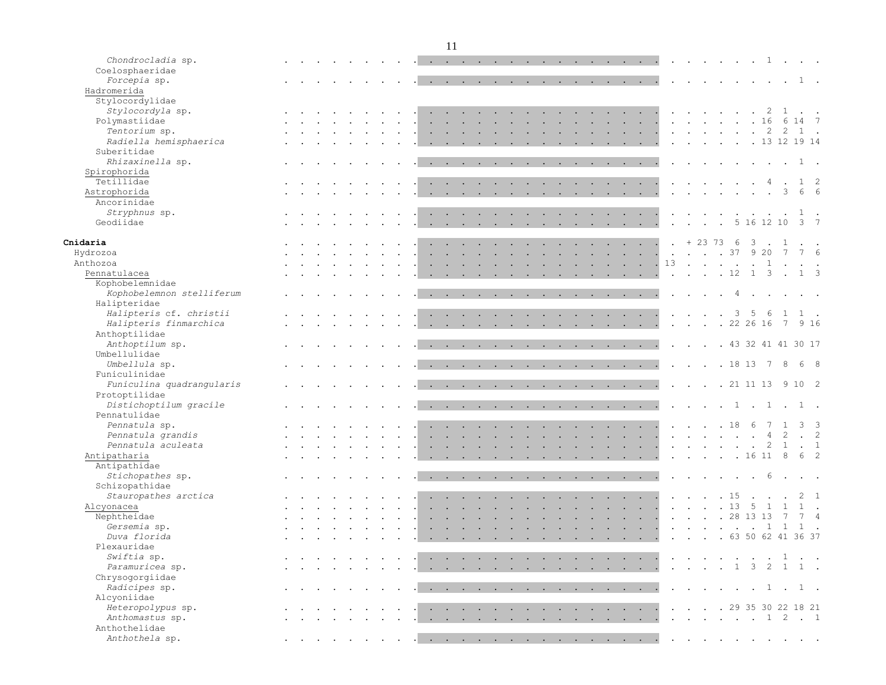| | | | | | | | | | | | | | | | | | | | | | | | | | | | | | | | | | | |
|---|---|---|---|---|---|---|---|---|---|---|---|---|---|---|---|---|---|---|---|---|---|---|---|---|---|---|---|---|---|---|---|---|---|---|
| *Chondrocladia* sp. | . | . | . | . | . | . | . | . | . | . | . | . | . | . | . | . | . | . | . | . | . | . | . | . | . | . | . | . | . | . | 1 | . | . | . |
| Coelosphaeridae | | | | | | | | | | | | | | | | | | | | | | | | | | | | | | | | | | |
| *Forcepia* sp. | . | . | . | . | . | . | . | . | . | . | . | . | . | . | . | . | . | . | . | . | . | . | . | . | . | . | . | . | . | . | . | . | 1 | . |
| Hadromerida | | | | | | | | | | | | | | | | | | | | | | | | | | | | | | | | | | |
| Stylocordylidae | | | | | | | | | | | | | | | | | | | | | | | | | | | | | | | | | | |
| *Stylocordyla* sp. | . | . | . | . | . | . | . | . | . | . | . | . | . | . | . | . | . | . | . | . | . | . | . | . | . | . | . | . | . | . | 2 | 1 | . | . |
| Polymastiidae | . | . | . | . | . | . | . | . | . | . | . | . | . | . | . | . | . | . | . | . | . | . | . | . | . | . | . | . | . | . | 16 | 6 | 14 | 7 |
| *Tentorium* sp. | . | . | . | . | . | . | . | . | . | . | . | . | . | . | . | . | . | . | . | . | . | . | . | . | . | . | . | . | . | . | 2 | 2 | 1 | . |
| *Radiella hemisphaerica* | . | . | . | . | . | . | . | . | . | . | . | . | . | . | . | . | . | . | . | . | . | . | . | . | . | . | . | . | . | . | 13 | 12 | 19 | 14 |
| Suberitidae | | | | | | | | | | | | | | | | | | | | | | | | | | | | | | | | | | |
| *Rhizaxinella* sp. | . | . | . | . | . | . | . | . | . | . | . | . | . | . | . | . | . | . | . | . | . | . | . | . | . | . | . | . | . | . | . | . | 1 | . |
| Spirophorida | | | | | | | | | | | | | | | | | | | | | | | | | | | | | | | | | | |
| Tetillidae | . | . | . | . | . | . | . | . | . | . | . | . | . | . | . | . | . | . | . | . | . | . | . | . | . | . | . | . | . | . | 4 | . | 1 | 2 |
| Astrophorida | . | . | . | . | . | . | . | . | . | . | . | . | . | . | . | . | . | . | . | . | . | . | . | . | . | . | . | . | . | . | . | 3 | 6 | 6 |
| Ancorinidae | | | | | | | | | | | | | | | | | | | | | | | | | | | | | | | | | | |
| *Stryphnus* sp. | . | . | . | . | . | . | . | . | . | . | . | . | . | . | . | . | . | . | . | . | . | . | . | . | . | . | . | . | . | . | . | . | 1 | . |
| Geodiidae | . | . | . | . | . | . | . | . | . | . | . | . | . | . | . | . | . | . | . | . | . | . | . | . | . | . | . | . | 5 | 16 | 12 | 10 | 3 | 7 |
| **Cnidaria** | . | . | . | . | . | . | . | . | . | . | . | . | . | . | . | . | . | . | . | . | . | . | . | . | . | + | 23 | 73 | 6 | 3 | . | 1 | . | . |
| Hydrozoa | . | . | . | . | . | . | . | . | . | . | . | . | . | . | . | . | . | . | . | . | . | . | . | . | . | . | . | . | 37 | 9 | 20 | 7 | 7 | 6 |
| Anthozoa | . | . | . | . | . | . | . | . | . | . | . | . | . | . | . | . | . | . | . | . | . | . | . | . | 13 | . | . | . | . | . | 1 | . | . | . |
| Pennatulacea | . | . | . | . | . | . | . | . | . | . | . | . | . | . | . | . | . | . | . | . | . | . | . | . | . | . | . | . | 12 | 1 | 3 | . | 1 | 3 |
| Kophobelemnidae | | | | | | | | | | | | | | | | | | | | | | | | | | | | | | | | | | |
| *Kophobelemnon stelliferum* | . | . | . | . | . | . | . | . | . | . | . | . | . | . | . | . | . | . | . | . | . | . | . | . | . | . | . | . | 4 | . | . | . | . | . |
| Halipteridae | | | | | | | | | | | | | | | | | | | | | | | | | | | | | | | | | | |
| *Halipteris* cf. *christii* | . | . | . | . | . | . | . | . | . | . | . | . | . | . | . | . | . | . | . | . | . | . | . | . | . | . | . | . | 3 | 5 | 6 | 1 | 1 | . |
| *Halipteris finmarchica* | . | . | . | . | . | . | . | . | . | . | . | . | . | . | . | . | . | . | . | . | . | . | . | . | . | . | . | . | 22 | 26 | 16 | 7 | 9 | 16 |
| Anthoptilidae | | | | | | | | | | | | | | | | | | | | | | | | | | | | | | | | | | |
| *Anthoptilum* sp. | . | . | . | . | . | . | . | . | . | . | . | . | . | . | . | . | . | . | . | . | . | . | . | . | . | . | . | . | 43 | 32 | 41 | 41 | 30 | 17 |
| Umbellulidae | | | | | | | | | | | | | | | | | | | | | | | | | | | | | | | | | | |
| *Umbellula* sp. | . | . | . | . | . | . | . | . | . | . | . | . | . | . | . | . | . | . | . | . | . | . | . | . | . | . | . | . | 18 | 13 | 7 | 8 | 6 | 8 |
| Funiculinidae | | | | | | | | | | | | | | | | | | | | | | | | | | | | | | | | | | |
| *Funiculina quadrangularis* | . | . | . | . | . | . | . | . | . | . | . | . | . | . | . | . | . | . | . | . | . | . | . | . | . | . | . | . | 21 | 11 | 13 | 9 | 10 | 2 |
| Protoptilidae | | | | | | | | | | | | | | | | | | | | | | | | | | | | | | | | | | |
| *Distichoptilum gracile* | . | . | . | . | . | . | . | . | . | . | . | . | . | . | . | . | . | . | . | . | . | . | . | . | . | . | . | . | 1 | . | 1 | . | 1 | . |
| Pennatulidae | | | | | | | | | | | | | | | | | | | | | | | | | | | | | | | | | | |
| *Pennatula* sp. | . | . | . | . | . | . | . | . | . | . | . | . | . | . | . | . | . | . | . | . | . | . | . | . | . | . | . | . | 18 | 6 | 7 | 1 | 3 | 3 |
| *Pennatula grandis* | . | . | . | . | . | . | . | . | . | . | . | . | . | . | . | . | . | . | . | . | . | . | . | . | . | . | . | . | . | . | 4 | 2 | . | 2 |
| *Pennatula aculeata* | . | . | . | . | . | . | . | . | . | . | . | . | . | . | . | . | . | . | . | . | . | . | . | . | . | . | . | . | . | . | 2 | 1 | . | 1 |
| Antipatharia | . | . | . | . | . | . | . | . | . | . | . | . | . | . | . | . | . | . | . | . | . | . | . | . | . | . | . | . | . | 16 | 11 | 8 | 6 | 2 |
| Antipathidae | | | | | | | | | | | | | | | | | | | | | | | | | | | | | | | | | | |
| *Stichopathes* sp. | . | . | . | . | . | . | . | . | . | . | . | . | . | . | . | . | . | . | . | . | . | . | . | . | . | . | . | . | . | . | 6 | . | . | . |
| Schizopathidae | | | | | | | | | | | | | | | | | | | | | | | | | | | | | | | | | | |
| *Stauropathes arctica* | . | . | . | . | . | . | . | . | . | . | . | . | . | . | . | . | . | . | . | . | . | . | . | . | . | . | . | . | 15 | . | . | . | 2 | 1 |
| Alcyonacea | . | . | . | . | . | . | . | . | . | . | . | . | . | . | . | . | . | . | . | . | . | . | . | . | . | . | . | . | 13 | 5 | 1 | 1 | 1 | . |
| Nephtheidae | . | . | . | . | . | . | . | . | . | . | . | . | . | . | . | . | . | . | . | . | . | . | . | . | . | . | . | . | 28 | 13 | 13 | 7 | 7 | 4 |
| *Gersemia* sp. | . | . | . | . | . | . | . | . | . | . | . | . | . | . | . | . | . | . | . | . | . | . | . | . | . | . | . | . | . | . | 1 | 1 | 1 | . |
| *Duva florida* | . | . | . | . | . | . | . | . | . | . | . | . | . | . | . | . | . | . | . | . | . | . | . | . | . | . | . | . | 63 | 50 | 62 | 41 | 36 | 37 |
| Plexauridae | | | | | | | | | | | | | | | | | | | | | | | | | | | | | | | | | | |
| *Swiftia* sp. | . | . | . | . | . | . | . | . | . | . | . | . | . | . | . | . | . | . | . | . | . | . | . | . | . | . | . | . | . | . | . | 1 | . | . |
| *Paramuricea* sp. | . | . | . | . | . | . | . | . | . | . | . | . | . | . | . | . | . | . | . | . | . | . | . | . | . | . | . | . | 1 | 3 | 2 | 1 | 1 | . |
| Chrysogorgiidae | | | | | | | | | | | | | | | | | | | | | | | | | | | | | | | | | | |
| *Radicipes* sp. | . | . | . | . | . | . | . | . | . | . | . | . | . | . | . | . | . | . | . | . | . | . | . | . | . | . | . | . | . | . | 1 | . | 1 | . |
| Alcyoniidae | | | | | | | | | | | | | | | | | | | | | | | | | | | | | | | | | | |
| *Heteropolypus* sp. | . | . | . | . | . | . | . | . | . | . | . | . | . | . | . | . | . | . | . | . | . | . | . | . | . | . | . | . | 29 | 35 | 30 | 22 | 18 | 21 |
| *Anthomastus* sp. | . | . | . | . | . | . | . | . | . | . | . | . | . | . | . | . | . | . | . | . | . | . | . | . | . | . | . | . | . | . | 1 | 2 | . | 1 |
| Anthothelidae | | | | | | | | | | | | | | | | | | | | | | | | | | | | | | | | | | |
| *Anthothela* sp. | . | . | . | . | . | . | . | . | . | . | . | . | . | . | . | . | . | . | . | . | . | . | . | . | . | . | . | . | . | . | . | . | . | . |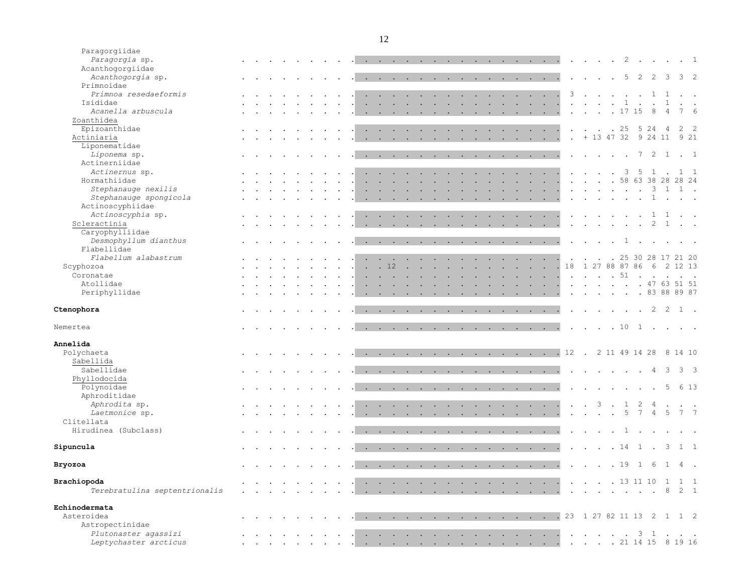| Taxon | | | | | | | | | | | | | | | | | | | | | | | | | | | | | | | | | | |
|---|---|---|---|---|---|---|---|---|---|---|---|---|---|---|---|---|---|---|---|---|---|---|---|---|---|---|---|---|---|---|---|---|---|---|
| Paragorgiidae | | | | | | | | | | | | | | | | | | | | | | | | | | | | | | | | | | |
| *Paragorgia* sp. | . | . | . | . | . | . | . | . | . | . | . | . | . | . | . | . | . | . | . | . | . | . | . | . | . | . | . | . | 2 | . | . | . | . | 1 |
| Acanthogorgiidae | | | | | | | | | | | | | | | | | | | | | | | | | | | | | | | | | | |
| *Acanthogorgia* sp. | . | . | . | . | . | . | . | . | . | . | . | . | . | . | . | . | . | . | . | . | . | . | . | . | . | . | . | . | 5 | 2 | 2 | 3 | 3 | 2 |
| Primnoidae | | | | | | | | | | | | | | | | | | | | | | | | | | | | | | | | | | |
| *Primnoa resedaeformis* | . | . | . | . | . | . | . | . | . | . | . | . | . | . | . | . | . | . | . | . | . | . | . | . | 3 | . | . | . | . | . | 1 | 1 | . | . |
| Isididae | . | . | . | . | . | . | . | . | . | . | . | . | . | . | . | . | . | . | . | . | . | . | . | . | . | . | . | . | 1 | . | . | 1 | . | . |
| *Acanella arbuscula* | . | . | . | . | . | . | . | . | . | . | . | . | . | . | . | . | . | . | . | . | . | . | . | . | . | . | . | . | 17 | 15 | 8 | 4 | 7 | 6 |
| Zoanthidea | | | | | | | | | | | | | | | | | | | | | | | | | | | | | | | | | | |
| Epizoanthidae | . | . | . | . | . | . | . | . | . | . | . | . | . | . | . | . | . | . | . | . | . | . | . | . | . | . | . | . | 25 | 5 | 24 | 4 | 2 | 2 |
| Actiniaria | . | . | . | . | . | . | . | . | . | . | . | . | . | . | . | . | . | . | . | . | . | . | . | . | . | + | 13 | 47 | 32 | 9 | 24 | 11 | 9 | 21 |
| Liponematidae | | | | | | | | | | | | | | | | | | | | | | | | | | | | | | | | | | |
| *Liponema* sp. | . | . | . | . | . | . | . | . | . | . | . | . | . | . | . | . | . | . | . | . | . | . | . | . | . | . | . | . | . | 7 | 2 | 1 | . | 1 |
| Actinerniidae | | | | | | | | | | | | | | | | | | | | | | | | | | | | | | | | | | |
| *Actinernus* sp. | . | . | . | . | . | . | . | . | . | . | . | . | . | . | . | . | . | . | . | . | . | . | . | . | . | . | . | . | 3 | 5 | 1 | . | 1 | 1 |
| Hormathiidae | . | . | . | . | . | . | . | . | . | . | . | . | . | . | . | . | . | . | . | . | . | . | . | . | . | . | . | . | 58 | 63 | 38 | 28 | 28 | 24 |
| *Stephanauge nexilis* | . | . | . | . | . | . | . | . | . | . | . | . | . | . | . | . | . | . | . | . | . | . | . | . | . | . | . | . | . | . | 3 | 1 | 1 | . |
| *Stephanauge spongicola* | . | . | . | . | . | . | . | . | . | . | . | . | . | . | . | . | . | . | . | . | . | . | . | . | . | . | . | . | . | . | 1 | . | . | . |
| Actinoscyphiidae | | | | | | | | | | | | | | | | | | | | | | | | | | | | | | | | | | |
| *Actinoscyphia* sp. | . | . | . | . | . | . | . | . | . | . | . | . | . | . | . | . | . | . | . | . | . | . | . | . | . | . | . | . | . | . | 1 | 1 | . | . |
| Scleractinia | . | . | . | . | . | . | . | . | . | . | . | . | . | . | . | . | . | . | . | . | . | . | . | . | . | . | . | . | . | . | 2 | 1 | . | . |
| Caryophylliidae | | | | | | | | | | | | | | | | | | | | | | | | | | | | | | | | | | |
| *Desmophyllum dianthus* | . | . | . | . | . | . | . | . | . | . | . | . | . | . | . | . | . | . | . | . | . | . | . | . | . | . | . | . | 1 | . | . | . | . | . |
| Flabellidae | | | | | | | | | | | | | | | | | | | | | | | | | | | | | | | | | | |
| *Flabellum alabastrum* | . | . | . | . | . | . | . | . | . | . | . | . | . | . | . | . | . | . | . | . | . | . | . | . | . | . | . | . | 25 | 30 | 28 | 17 | 21 | 20 |
| Scyphozoa | . | . | . | . | . | . | . | . | . | . | . | 12 | . | . | . | . | . | . | . | . | . | . | . | . | 18 | 1 | 27 | 88 | 87 | 86 | 6 | 2 | 12 | 13 |
| Coronatae | . | . | . | . | . | . | . | . | . | . | . | . | . | . | . | . | . | . | . | . | . | . | . | . | . | . | . | . | 51 | . | . | . | . | . |
| Atollidae | . | . | . | . | . | . | . | . | . | . | . | . | . | . | . | . | . | . | . | . | . | . | . | . | . | . | . | . | . | . | 47 | 63 | 51 | 51 |
| Periphyllidae | . | . | . | . | . | . | . | . | . | . | . | . | . | . | . | . | . | . | . | . | . | . | . | . | . | . | . | . | . | . | 83 | 88 | 89 | 87 |
| **Ctenophora** | . | . | . | . | . | . | . | . | . | . | . | . | . | . | . | . | . | . | . | . | . | . | . | . | . | . | . | . | . | . | 2 | 2 | 1 | . |
| Nemertea | . | . | . | . | . | . | . | . | . | . | . | . | . | . | . | . | . | . | . | . | . | . | . | . | . | . | . | . | 10 | 1 | . | . | . | . |
| **Annelida** | | | | | | | | | | | | | | | | | | | | | | | | | | | | | | | | | | |
| Polychaeta | . | . | . | . | . | . | . | . | . | . | . | . | . | . | . | . | . | . | . | . | . | . | . | . | 12 | . | 2 | 11 | 49 | 14 | 28 | 8 | 14 | 10 |
| Sabellida | | | | | | | | | | | | | | | | | | | | | | | | | | | | | | | | | | |
| Sabellidae | . | . | . | . | . | . | . | . | . | . | . | . | . | . | . | . | . | . | . | . | . | . | . | . | . | . | . | . | . | . | 4 | 3 | 3 | 3 |
| Phyllodocida | | | | | | | | | | | | | | | | | | | | | | | | | | | | | | | | | | |
| Polynoidae | . | . | . | . | . | . | . | . | . | . | . | . | . | . | . | . | . | . | . | . | . | . | . | . | . | . | . | . | . | . | . | 5 | 6 | 13 |
| Aphroditidae | | | | | | | | | | | | | | | | | | | | | | | | | | | | | | | | | | |
| *Aphrodita* sp. | . | . | . | . | . | . | . | . | . | . | . | . | . | . | . | . | . | . | . | . | . | . | . | . | . | . | 3 | . | 1 | 2 | 4 | . | . | . |
| *Laetmonice* sp. | . | . | . | . | . | . | . | . | . | . | . | . | . | . | . | . | . | . | . | . | . | . | . | . | . | . | . | . | 5 | 7 | 4 | 5 | 7 | 7 |
| Clitellata | | | | | | | | | | | | | | | | | | | | | | | | | | | | | | | | | | |
| Hirudinea (Subclass) | . | . | . | . | . | . | . | . | . | . | . | . | . | . | . | . | . | . | . | . | . | . | . | . | . | . | . | . | 1 | . | . | . | . | . |
| **Sipuncula** | . | . | . | . | . | . | . | . | . | . | . | . | . | . | . | . | . | . | . | . | . | . | . | . | . | . | . | . | 14 | 1 | . | 3 | 1 | 1 |
| **Bryozoa** | . | . | . | . | . | . | . | . | . | . | . | . | . | . | . | . | . | . | . | . | . | . | . | . | . | . | . | . | 19 | 1 | 6 | 1 | 4 | . |
| **Brachiopoda** | . | . | . | . | . | . | . | . | . | . | . | . | . | . | . | . | . | . | . | . | . | . | . | . | . | . | . | . | 13 | 11 | 10 | 1 | 1 | 1 |
| *Terebratulina septentrionalis* | . | . | . | . | . | . | . | . | . | . | . | . | . | . | . | . | . | . | . | . | . | . | . | . | . | . | . | . | . | . | . | 8 | 2 | 1 |
| **Echinodermata** | | | | | | | | | | | | | | | | | | | | | | | | | | | | | | | | | | |
| Asteroidea | . | . | . | . | . | . | . | . | . | . | . | . | . | . | . | . | . | . | . | . | . | . | . | . | 23 | 1 | 27 | 82 | 11 | 13 | 2 | 1 | 1 | 2 |
| Astropectinidae | | | | | | | | | | | | | | | | | | | | | | | | | | | | | | | | | | |
| *Plutonaster agassizi* | . | . | . | . | . | . | . | . | . | . | . | . | . | . | . | . | . | . | . | . | . | . | . | . | . | . | . | . | . | 3 | 1 | . | . | . |
| *Leptychaster arcticus* | . | . | . | . | . | . | . | . | . | . | . | . | . | . | . | . | . | . | . | . | . | . | . | . | . | . | . | . | 21 | 14 | 15 | 8 | 19 | 16 |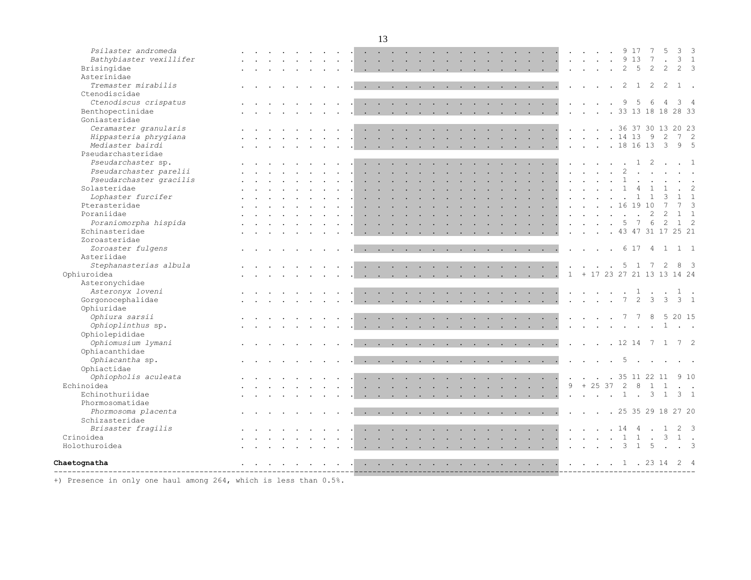| | | | | | | | | | | | | | | | | | | | | | | | | | | | | | | | | | | | |
|---|---|---|---|---|---|---|---|---|---|---|---|---|---|---|---|---|---|---|---|---|---|---|---|---|---|---|---|---|---|---|---|---|---|---|---|
| *Psilaster andromeda* | . | . | . | . | . | . | . | . | . | . | . | . | . | . | . | . | . | . | . | . | . | . | . | . | . | . | . | . | . | . | 9 | 17 | 7 | 5 | 3 | 3 |
| *Bathybiaster vexillifer* | . | . | . | . | . | . | . | . | . | . | . | . | . | . | . | . | . | . | . | . | . | . | . | . | . | . | . | . | . | . | 9 | 13 | 7 | . | 3 | 1 |
| Brisingidae | . | . | . | . | . | . | . | . | . | . | . | . | . | . | . | . | . | . | . | . | . | . | . | . | . | . | . | . | . | . | 2 | 5 | 2 | 2 | 2 | 3 |
| Asterinidae | | | | | | | | | | | | | | | | | | | | | | | | | | | | | | | | | | | | |
| *Tremaster mirabilis* | . | . | . | . | . | . | . | . | . | . | . | . | . | . | . | . | . | . | . | . | . | . | . | . | . | . | . | . | . | . | 2 | 1 | 2 | 2 | 1 | . |
| Ctenodiscidae | | | | | | | | | | | | | | | | | | | | | | | | | | | | | | | | | | | | |
| *Ctenodiscus crispatus* | . | . | . | . | . | . | . | . | . | . | . | . | . | . | . | . | . | . | . | . | . | . | . | . | . | . | . | . | . | . | 9 | 5 | 6 | 4 | 3 | 4 |
| Benthopectinidae | . | . | . | . | . | . | . | . | . | . | . | . | . | . | . | . | . | . | . | . | . | . | . | . | . | . | . | . | . | . | 33 | 13 | 18 | 18 | 28 | 33 |
| Goniasteridae | | | | | | | | | | | | | | | | | | | | | | | | | | | | | | | | | | | | |
| *Ceramaster granularis* | . | . | . | . | . | . | . | . | . | . | . | . | . | . | . | . | . | . | . | . | . | . | . | . | . | . | . | . | . | . | 36 | 37 | 30 | 13 | 20 | 23 |
| *Hippasteria phrygiana* | . | . | . | . | . | . | . | . | . | . | . | . | . | . | . | . | . | . | . | . | . | . | . | . | . | . | . | . | . | . | 14 | 13 | 9 | 2 | 7 | 2 |
| *Mediaster bairdi* | . | . | . | . | . | . | . | . | . | . | . | . | . | . | . | . | . | . | . | . | . | . | . | . | . | . | . | . | . | . | 18 | 16 | 13 | 3 | 9 | 5 |
| Pseudarchasteridae | | | | | | | | | | | | | | | | | | | | | | | | | | | | | | | | | | | | |
| *Pseudarchaster* sp. | . | . | . | . | . | . | . | . | . | . | . | . | . | . | . | . | . | . | . | . | . | . | . | . | . | . | . | . | . | . | . | 1 | 2 | . | . | 1 |
| *Pseudarchaster parelii* | . | . | . | . | . | . | . | . | . | . | . | . | . | . | . | . | . | . | . | . | . | . | . | . | . | . | . | . | . | . | 2 | . | . | . | . | . |
| *Pseudarchaster gracilis* | . | . | . | . | . | . | . | . | . | . | . | . | . | . | . | . | . | . | . | . | . | . | . | . | . | . | . | . | . | . | 1 | . | . | . | . | . |
| Solasteridae | . | . | . | . | . | . | . | . | . | . | . | . | . | . | . | . | . | . | . | . | . | . | . | . | . | . | . | . | . | . | 1 | 4 | 1 | 1 | . | 2 |
| *Lophaster furcifer* | . | . | . | . | . | . | . | . | . | . | . | . | . | . | . | . | . | . | . | . | . | . | . | . | . | . | . | . | . | . | . | 1 | 1 | 3 | 1 | 1 |
| Pterasteridae | . | . | . | . | . | . | . | . | . | . | . | . | . | . | . | . | . | . | . | . | . | . | . | . | . | . | . | . | . | . | 16 | 19 | 10 | 7 | 7 | 3 |
| Poraniidae | . | . | . | . | . | . | . | . | . | . | . | . | . | . | . | . | . | . | . | . | . | . | . | . | . | . | . | . | . | . | . | . | 2 | 2 | 1 | 1 |
| *Poraniomorpha hispida* | . | . | . | . | . | . | . | . | . | . | . | . | . | . | . | . | . | . | . | . | . | . | . | . | . | . | . | . | . | . | 5 | 7 | 6 | 2 | 1 | 2 |
| Echinasteridae | . | . | . | . | . | . | . | . | . | . | . | . | . | . | . | . | . | . | . | . | . | . | . | . | . | . | . | . | . | . | 43 | 47 | 31 | 17 | 25 | 21 |
| Zoroasteridae | | | | | | | | | | | | | | | | | | | | | | | | | | | | | | | | | | | | |
| *Zoroaster fulgens* | . | . | . | . | . | . | . | . | . | . | . | . | . | . | . | . | . | . | . | . | . | . | . | . | . | . | . | . | . | . | 6 | 17 | 4 | 1 | 1 | 1 |
| Asteriidae | | | | | | | | | | | | | | | | | | | | | | | | | | | | | | | | | | | | |
| *Stephanasterias albula* | . | . | . | . | . | . | . | . | . | . | . | . | . | . | . | . | . | . | . | . | . | . | . | . | . | . | . | . | . | . | 5 | 1 | 7 | 2 | 8 | 3 |
| Ophiuroidea | . | . | . | . | . | . | . | . | . | . | . | . | . | . | . | . | . | . | . | . | . | . | . | . | . | . | 1 | + | 17 | 23 | 27 | 21 | 13 | 13 | 14 | 24 |
| Asteronychidae | | | | | | | | | | | | | | | | | | | | | | | | | | | | | | | | | | | | |
| *Asteronyx loveni* | . | . | . | . | . | . | . | . | . | . | . | . | . | . | . | . | . | . | . | . | . | . | . | . | . | . | . | . | . | . | . | 1 | . | . | 1 | . |
| Gorgonocephalidae | . | . | . | . | . | . | . | . | . | . | . | . | . | . | . | . | . | . | . | . | . | . | . | . | . | . | . | . | . | . | 7 | 2 | 3 | 3 | 3 | 1 |
| Ophiuridae | | | | | | | | | | | | | | | | | | | | | | | | | | | | | | | | | | | | |
| *Ophiura sarsii* | . | . | . | . | . | . | . | . | . | . | . | . | . | . | . | . | . | . | . | . | . | . | . | . | . | . | . | . | . | . | 7 | 7 | 8 | 5 | 20 | 15 |
| *Ophioplinthus* sp. | . | . | . | . | . | . | . | . | . | . | . | . | . | . | . | . | . | . | . | . | . | . | . | . | . | . | . | . | . | . | . | . | . | 1 | . | . |
| Ophiolepididae | | | | | | | | | | | | | | | | | | | | | | | | | | | | | | | | | | | | |
| *Ophiomusium lymani* | . | . | . | . | . | . | . | . | . | . | . | . | . | . | . | . | . | . | . | . | . | . | . | . | . | . | . | . | . | . | 12 | 14 | 7 | 1 | 7 | 2 |
| Ophiacanthidae | | | | | | | | | | | | | | | | | | | | | | | | | | | | | | | | | | | | |
| *Ophiacantha* sp. | . | . | . | . | . | . | . | . | . | . | . | . | . | . | . | . | . | . | . | . | . | . | . | . | . | . | . | . | . | . | 5 | . | . | . | . | . |
| Ophiactidae | | | | | | | | | | | | | | | | | | | | | | | | | | | | | | | | | | | | |
| *Ophiopholis aculeata* | . | . | . | . | . | . | . | . | . | . | . | . | . | . | . | . | . | . | . | . | . | . | . | . | . | . | . | . | . | . | 35 | 11 | 22 | 11 | 9 | 10 |
| Echinoidea | . | . | . | . | . | . | . | . | . | . | . | . | . | . | . | . | . | . | . | . | . | . | . | . | . | . | 9 | + | 25 | 37 | 2 | 8 | 1 | 1 | . | . |
| Echinothuriidae | . | . | . | . | . | . | . | . | . | . | . | . | . | . | . | . | . | . | . | . | . | . | . | . | . | . | . | . | . | . | 1 | . | 3 | 1 | 3 | 1 |
| Phormosomatidae | | | | | | | | | | | | | | | | | | | | | | | | | | | | | | | | | | | | |
| *Phormosoma placenta* | . | . | . | . | . | . | . | . | . | . | . | . | . | . | . | . | . | . | . | . | . | . | . | . | . | . | . | . | . | . | 25 | 35 | 29 | 18 | 27 | 20 |
| Schizasteridae | | | | | | | | | | | | | | | | | | | | | | | | | | | | | | | | | | | | |
| *Brisaster fragilis* | . | . | . | . | . | . | . | . | . | . | . | . | . | . | . | . | . | . | . | . | . | . | . | . | . | . | . | . | . | . | 14 | 4 | . | 1 | 2 | 3 |
| Crinoidea | . | . | . | . | . | . | . | . | . | . | . | . | . | . | . | . | . | . | . | . | . | . | . | . | . | . | . | . | . | . | 1 | 1 | . | 3 | 1 | . |
| Holothuroidea | . | . | . | . | . | . | . | . | . | . | . | . | . | . | . | . | . | . | . | . | . | . | . | . | . | . | . | . | . | . | 3 | 1 | 5 | . | . | 3 |
| **Chaetognatha** | . | . | . | . | . | . | . | . | . | . | . | . | . | . | . | . | . | . | . | . | . | . | . | . | . | . | . | . | . | . | 1 | . | 23 | 14 | 2 | 4 |

+) Presence in only one haul among 264, which is less than 0.5%.